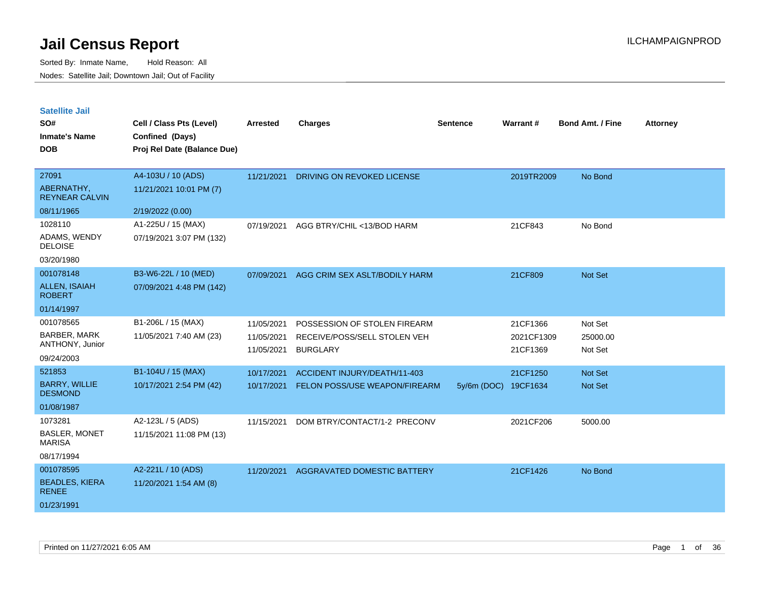# Jail Census Report

ILCHAMPAIGNPROD

Sorted By: Inmate Name, Hold Reason: All

Nodes: Satellite Jail; Downtown Jail; Out of Facility

## Satellite Jail

| SO# / Inmate's Name / DOB | Cell / Class Pts (Level) / Confined (Days) / Proj Rel Date (Balance Due) | Arrested | Charges | Sentence | Warrant # | Bond Amt. / Fine | Attorney |
|---|---|---|---|---|---|---|---|
| 27091 ABERNATHY, REYNEAR CALVIN 08/11/1965 | A4-103U / 10 (ADS) 11/21/2021 10:01 PM (7) 2/19/2022 (0.00) | 11/21/2021 | DRIVING ON REVOKED LICENSE | | 2019TR2009 | No Bond | |
| 1028110 ADAMS, WENDY DELOISE 03/20/1980 | A1-225U / 15 (MAX) 07/19/2021 3:07 PM (132) | 07/19/2021 | AGG BTRY/CHIL <13/BOD HARM | | 21CF843 | No Bond | |
| 001078148 ALLEN, ISAIAH ROBERT 01/14/1997 | B3-W6-22L / 10 (MED) 07/09/2021 4:48 PM (142) | 07/09/2021 | AGG CRIM SEX ASLT/BODILY HARM | | 21CF809 | Not Set | |
| 001078565 BARBER, MARK ANTHONY, Junior 09/24/2003 | B1-206L / 15 (MAX) 11/05/2021 7:40 AM (23) | 11/05/2021 | POSSESSION OF STOLEN FIREARM | | 21CF1366 | Not Set | |
| | | 11/05/2021 | RECEIVE/POSS/SELL STOLEN VEH | | 2021CF1309 | 25000.00 | |
| | | 11/05/2021 | BURGLARY | | 21CF1369 | Not Set | |
| 521853 BARRY, WILLIE DESMOND 01/08/1987 | B1-104U / 15 (MAX) 10/17/2021 2:54 PM (42) | 10/17/2021 | ACCIDENT INJURY/DEATH/11-403 | | 21CF1250 | Not Set | |
| | | 10/17/2021 | FELON POSS/USE WEAPON/FIREARM | 5y/6m (DOC) | 19CF1634 | Not Set | |
| 1073281 BASLER, MONET MARISA 08/17/1994 | A2-123L / 5 (ADS) 11/15/2021 11:08 PM (13) | 11/15/2021 | DOM BTRY/CONTACT/1-2 PRECONV | | 2021CF206 | 5000.00 | |
| 001078595 BEADLES, KIERA RENEE 01/23/1991 | A2-221L / 10 (ADS) 11/20/2021 1:54 AM (8) | 11/20/2021 | AGGRAVATED DOMESTIC BATTERY | | 21CF1426 | No Bond | |

Printed on 11/27/2021 6:05 AM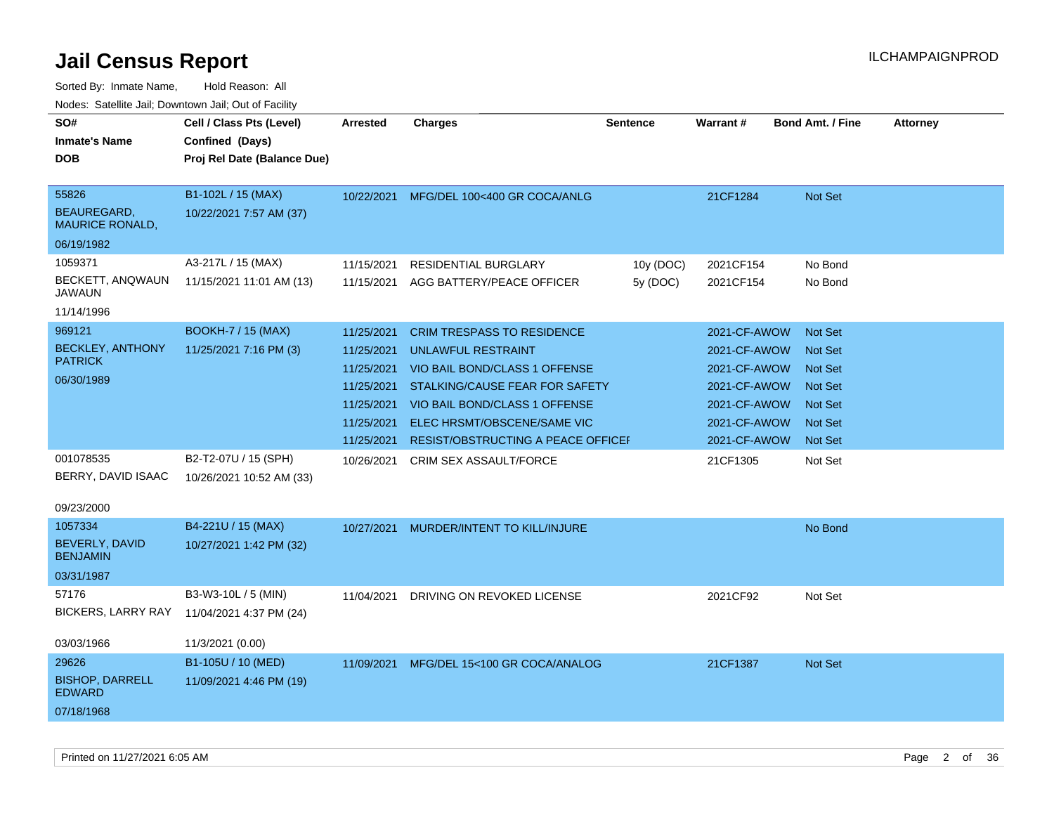# Jail Census Report

ILCHAMPAIGNPROD

Sorted By: Inmate Name, Hold Reason: All

Nodes: Satellite Jail; Downtown Jail; Out of Facility

| SO# / Inmate's Name / DOB | Cell / Class Pts (Level) / Confined (Days) / Proj Rel Date (Balance Due) | Arrested | Charges | Sentence | Warrant # | Bond Amt. / Fine | Attorney |
|---|---|---|---|---|---|---|---|
| 55826<br>BEAUREGARD, MAURICE RONALD,<br>06/19/1982 | B1-102L / 15 (MAX)<br>10/22/2021 7:57 AM (37) | 10/22/2021 | MFG/DEL 100<400 GR COCA/ANLG | | 21CF1284 | Not Set | |
| 1059371<br>BECKETT, ANQWAUN JAWAUN<br>11/14/1996 | A3-217L / 15 (MAX)<br>11/15/2021 11:01 AM (13) | 11/15/2021 | RESIDENTIAL BURGLARY | 10y (DOC) | 2021CF154 | No Bond | |
| | | 11/15/2021 | AGG BATTERY/PEACE OFFICER | 5y (DOC) | 2021CF154 | No Bond | |
| 969121<br>BECKLEY, ANTHONY PATRICK<br>06/30/1989 | BOOKH-7 / 15 (MAX)<br>11/25/2021 7:16 PM (3) | 11/25/2021 | CRIM TRESPASS TO RESIDENCE | | 2021-CF-AWOW | Not Set | |
| | | 11/25/2021 | UNLAWFUL RESTRAINT | | 2021-CF-AWOW | Not Set | |
| | | 11/25/2021 | VIO BAIL BOND/CLASS 1 OFFENSE | | 2021-CF-AWOW | Not Set | |
| | | 11/25/2021 | STALKING/CAUSE FEAR FOR SAFETY | | 2021-CF-AWOW | Not Set | |
| | | 11/25/2021 | VIO BAIL BOND/CLASS 1 OFFENSE | | 2021-CF-AWOW | Not Set | |
| | | 11/25/2021 | ELEC HRSMT/OBSCENE/SAME VIC | | 2021-CF-AWOW | Not Set | |
| | | 11/25/2021 | RESIST/OBSTRUCTING A PEACE OFFICEI | | 2021-CF-AWOW | Not Set | |
| 001078535<br>BERRY, DAVID ISAAC<br>09/23/2000 | B2-T2-07U / 15 (SPH)<br>10/26/2021 10:52 AM (33) | 10/26/2021 | CRIM SEX ASSAULT/FORCE | | 21CF1305 | Not Set | |
| 1057334<br>BEVERLY, DAVID BENJAMIN<br>03/31/1987 | B4-221U / 15 (MAX)<br>10/27/2021 1:42 PM (32) | 10/27/2021 | MURDER/INTENT TO KILL/INJURE | | | No Bond | |
| 57176<br>BICKERS, LARRY RAY<br>03/03/1966 | B3-W3-10L / 5 (MIN)<br>11/04/2021 4:37 PM (24)<br>11/3/2021 (0.00) | 11/04/2021 | DRIVING ON REVOKED LICENSE | | 2021CF92 | Not Set | |
| 29626<br>BISHOP, DARRELL EDWARD<br>07/18/1968 | B1-105U / 10 (MED)<br>11/09/2021 4:46 PM (19) | 11/09/2021 | MFG/DEL 15<100 GR COCA/ANALOG | | 21CF1387 | Not Set | |

Printed on 11/27/2021 6:05 AM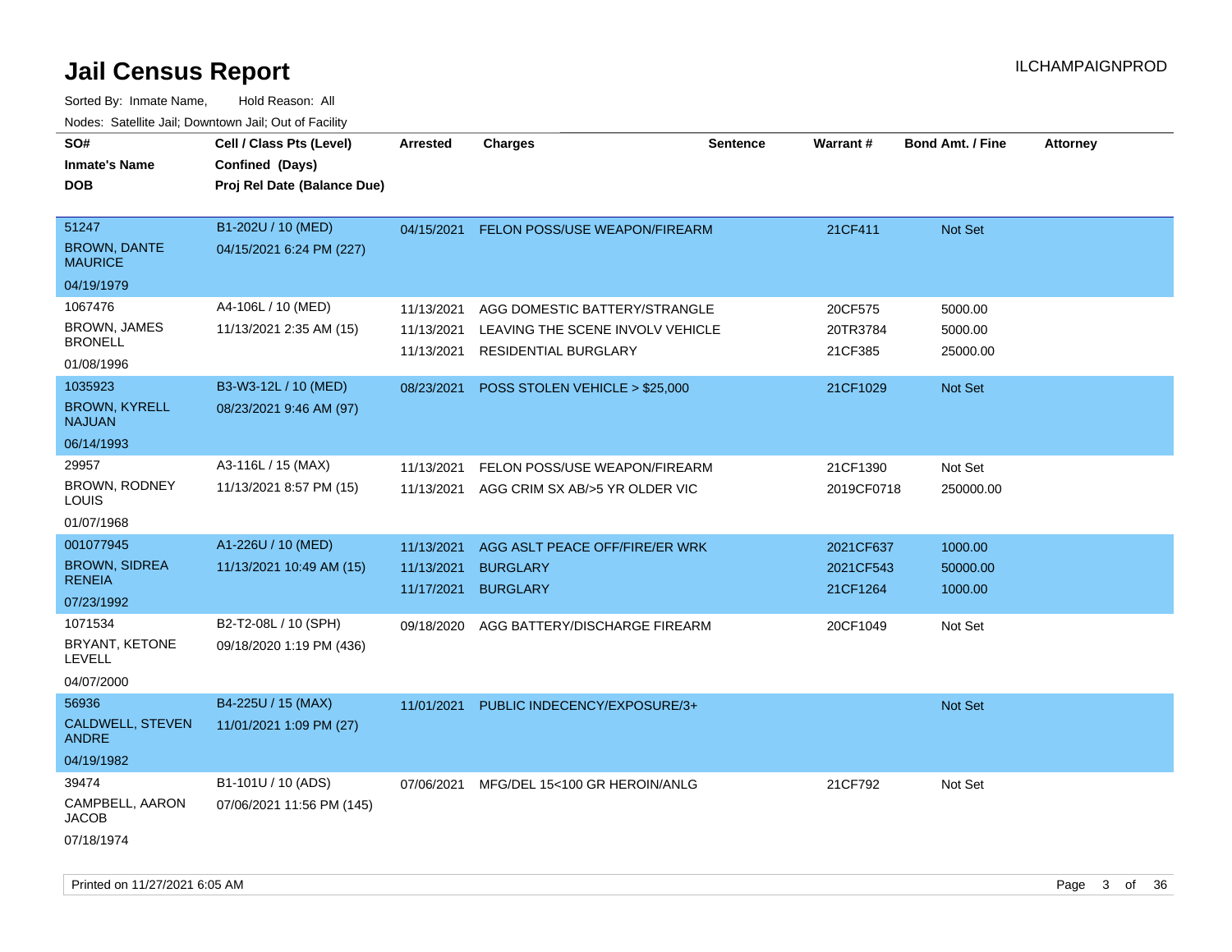# Jail Census Report

Sorted By: Inmate Name, Hold Reason: All

Nodes: Satellite Jail; Downtown Jail; Out of Facility

| SO# / Inmate's Name / DOB | Cell / Class Pts (Level) / Confined (Days) / Proj Rel Date (Balance Due) | Arrested | Charges | Sentence | Warrant # | Bond Amt. / Fine | Attorney |
|---|---|---|---|---|---|---|---|
| 51247<br>BROWN, DANTE MAURICE<br>04/19/1979 | B1-202U / 10 (MED)<br>04/15/2021 6:24 PM (227) | 04/15/2021 | FELON POSS/USE WEAPON/FIREARM | | 21CF411 | Not Set | |
| 1067476<br>BROWN, JAMES BRONELL<br>01/08/1996 | A4-106L / 10 (MED)<br>11/13/2021 2:35 AM (15) | 11/13/2021<br>11/13/2021<br>11/13/2021 | AGG DOMESTIC BATTERY/STRANGLE<br>LEAVING THE SCENE INVOLV VEHICLE<br>RESIDENTIAL BURGLARY | | 20CF575<br>20TR3784<br>21CF385 | 5000.00<br>5000.00<br>25000.00 | |
| 1035923<br>BROWN, KYRELL NAJUAN<br>06/14/1993 | B3-W3-12L / 10 (MED)<br>08/23/2021 9:46 AM (97) | 08/23/2021 | POSS STOLEN VEHICLE > $25,000 | | 21CF1029 | Not Set | |
| 29957<br>BROWN, RODNEY LOUIS<br>01/07/1968 | A3-116L / 15 (MAX)<br>11/13/2021 8:57 PM (15) | 11/13/2021<br>11/13/2021 | FELON POSS/USE WEAPON/FIREARM<br>AGG CRIM SX AB/>5 YR OLDER VIC | | 21CF1390<br>2019CF0718 | Not Set<br>250000.00 | |
| 001077945<br>BROWN, SIDREA RENEIA<br>07/23/1992 | A1-226U / 10 (MED)<br>11/13/2021 10:49 AM (15) | 11/13/2021<br>11/13/2021<br>11/17/2021 | AGG ASLT PEACE OFF/FIRE/ER WRK<br>BURGLARY<br>BURGLARY | | 2021CF637<br>2021CF543<br>21CF1264 | 1000.00<br>50000.00<br>1000.00 | |
| 1071534<br>BRYANT, KETONE LEVELL<br>04/07/2000 | B2-T2-08L / 10 (SPH)<br>09/18/2020 1:19 PM (436) | 09/18/2020 | AGG BATTERY/DISCHARGE FIREARM | | 20CF1049 | Not Set | |
| 56936<br>CALDWELL, STEVEN ANDRE<br>04/19/1982 | B4-225U / 15 (MAX)<br>11/01/2021 1:09 PM (27) | 11/01/2021 | PUBLIC INDECENCY/EXPOSURE/3+ | | | Not Set | |
| 39474<br>CAMPBELL, AARON JACOB<br>07/18/1974 | B1-101U / 10 (ADS)<br>07/06/2021 11:56 PM (145) | 07/06/2021 | MFG/DEL 15<100 GR HEROIN/ANLG | | 21CF792 | Not Set | |

Printed on 11/27/2021 6:05 AM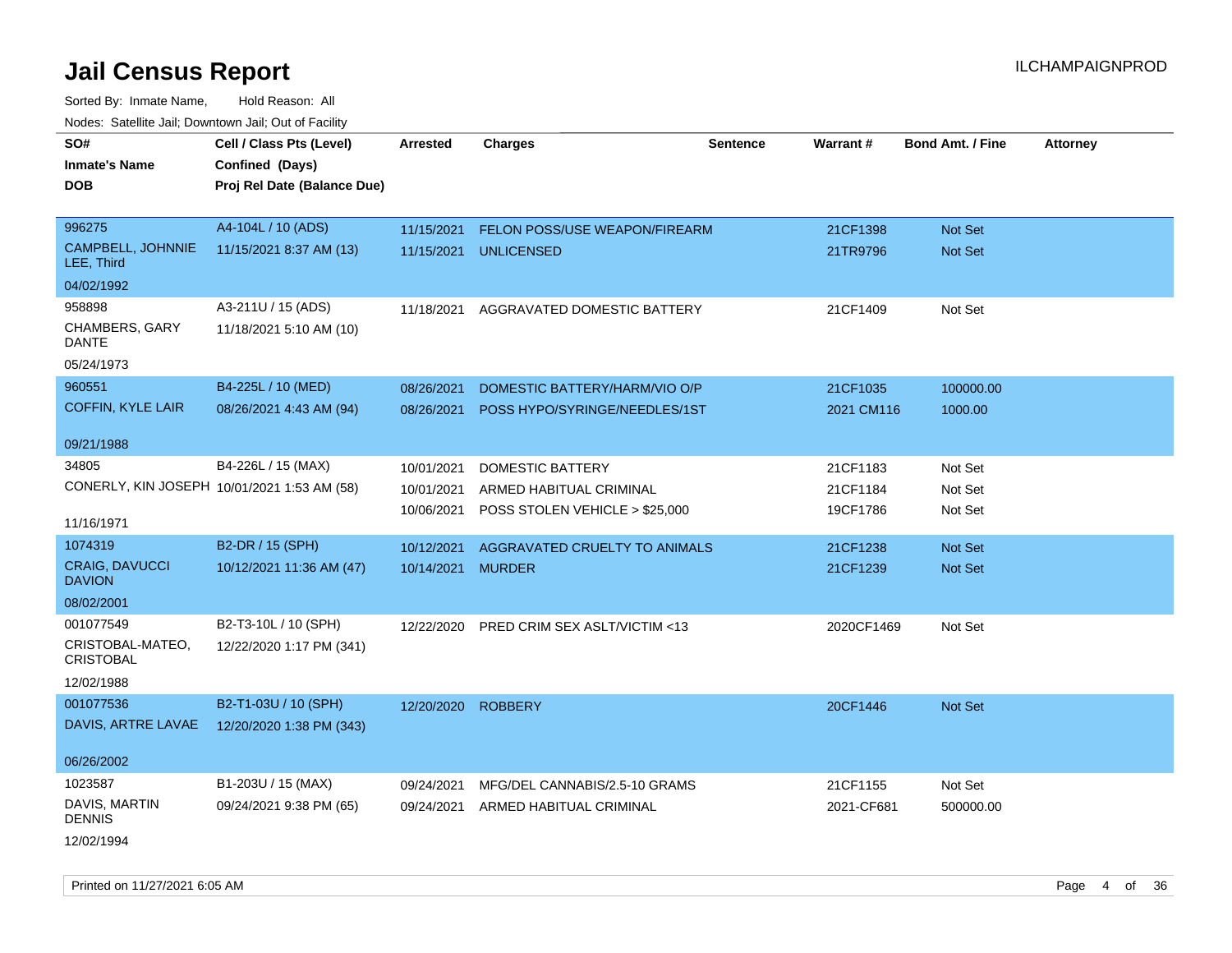# Jail Census Report

ILCHAMPAIGNPROD

Sorted By: Inmate Name, Hold Reason: All

Nodes: Satellite Jail; Downtown Jail; Out of Facility

| SO# / Inmate's Name / DOB | Cell / Class Pts (Level) / Confined (Days) / Proj Rel Date (Balance Due) | Arrested | Charges | Sentence | Warrant # | Bond Amt. / Fine | Attorney |
|---|---|---|---|---|---|---|---|
| 996275 CAMPBELL, JOHNNIE LEE, Third 04/02/1992 | A4-104L / 10 (ADS) 11/15/2021 8:37 AM (13) | 11/15/2021 | FELON POSS/USE WEAPON/FIREARM | | 21CF1398 | Not Set | |
| | | 11/15/2021 | UNLICENSED | | 21TR9796 | Not Set | |
| 958898 CHAMBERS, GARY DANTE 05/24/1973 | A3-211U / 15 (ADS) 11/18/2021 5:10 AM (10) | 11/18/2021 | AGGRAVATED DOMESTIC BATTERY | | 21CF1409 | Not Set | |
| 960551 COFFIN, KYLE LAIR 09/21/1988 | B4-225L / 10 (MED) 08/26/2021 4:43 AM (94) | 08/26/2021 | DOMESTIC BATTERY/HARM/VIO O/P | | 21CF1035 | 100000.00 | |
| | | 08/26/2021 | POSS HYPO/SYRINGE/NEEDLES/1ST | | 2021 CM116 | 1000.00 | |
| 34805 CONERLY, KIN JOSEPH 11/16/1971 | B4-226L / 15 (MAX) 10/01/2021 1:53 AM (58) | 10/01/2021 | DOMESTIC BATTERY | | 21CF1183 | Not Set | |
| | | 10/01/2021 | ARMED HABITUAL CRIMINAL | | 21CF1184 | Not Set | |
| | | 10/06/2021 | POSS STOLEN VEHICLE > $25,000 | | 19CF1786 | Not Set | |
| 1074319 CRAIG, DAVUCCI DAVION 08/02/2001 | B2-DR / 15 (SPH) 10/12/2021 11:36 AM (47) | 10/12/2021 | AGGRAVATED CRUELTY TO ANIMALS | | 21CF1238 | Not Set | |
| | | 10/14/2021 | MURDER | | 21CF1239 | Not Set | |
| 001077549 CRISTOBAL-MATEO, CRISTOBAL 12/02/1988 | B2-T3-10L / 10 (SPH) 12/22/2020 1:17 PM (341) | 12/22/2020 | PRED CRIM SEX ASLT/VICTIM <13 | | 2020CF1469 | Not Set | |
| 001077536 DAVIS, ARTRE LAVAE 06/26/2002 | B2-T1-03U / 10 (SPH) 12/20/2020 1:38 PM (343) | 12/20/2020 | ROBBERY | | 20CF1446 | Not Set | |
| 1023587 DAVIS, MARTIN DENNIS 12/02/1994 | B1-203U / 15 (MAX) 09/24/2021 9:38 PM (65) | 09/24/2021 | MFG/DEL CANNABIS/2.5-10 GRAMS | | 21CF1155 | Not Set | |
| | | 09/24/2021 | ARMED HABITUAL CRIMINAL | | 2021-CF681 | 500000.00 | |

Printed on 11/27/2021 6:05 AM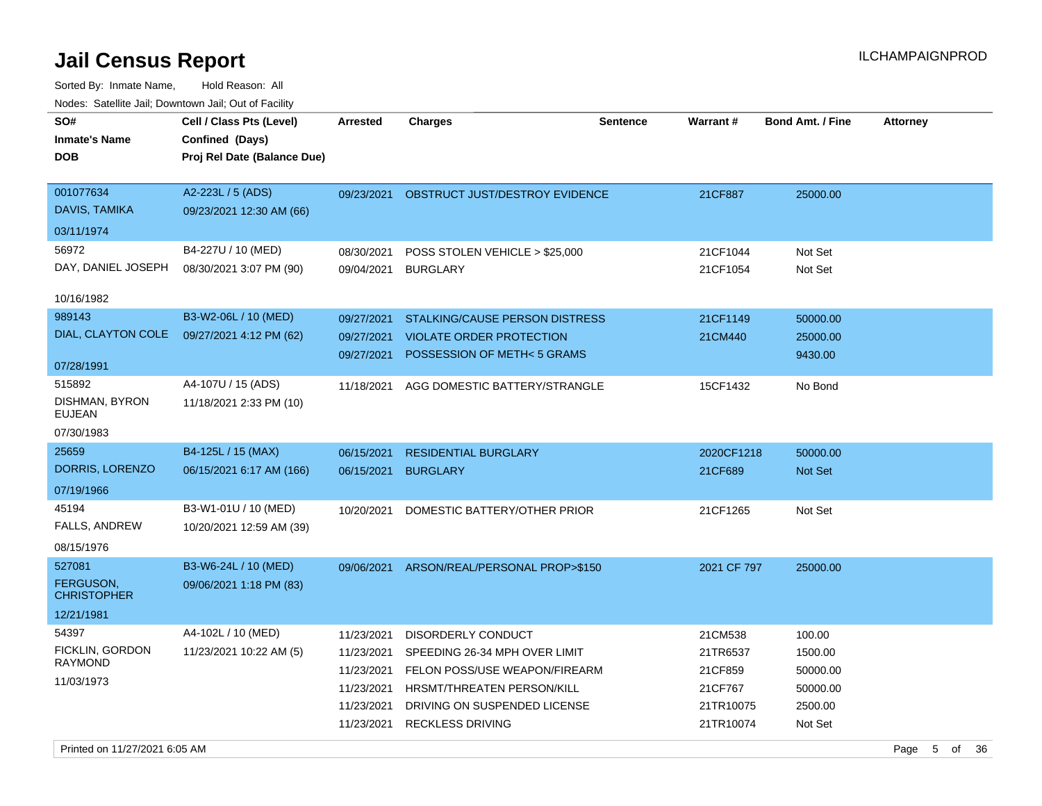# Jail Census Report

ILCHAMPAIGNPROD

Sorted By: Inmate Name, Hold Reason: All

Nodes: Satellite Jail; Downtown Jail; Out of Facility

| SO# / Inmate's Name / DOB | Cell / Class Pts (Level) / Confined (Days) / Proj Rel Date (Balance Due) | Arrested | Charges | Sentence | Warrant # | Bond Amt. / Fine | Attorney |
|---|---|---|---|---|---|---|---|
| 001077634<br>DAVIS, TAMIKA<br>03/11/1974 | A2-223L / 5 (ADS)<br>09/23/2021 12:30 AM (66) | 09/23/2021 | OBSTRUCT JUST/DESTROY EVIDENCE | | 21CF887 | 25000.00 | |
| 56972<br>DAY, DANIEL JOSEPH<br>10/16/1982 | B4-227U / 10 (MED)<br>08/30/2021 3:07 PM (90) | 08/30/2021 | POSS STOLEN VEHICLE > $25,000 | | 21CF1044 | Not Set | |
| | | 09/04/2021 | BURGLARY | | 21CF1054 | Not Set | |
| 989143<br>DIAL, CLAYTON COLE<br>07/28/1991 | B3-W2-06L / 10 (MED)<br>09/27/2021 4:12 PM (62) | 09/27/2021 | STALKING/CAUSE PERSON DISTRESS | | 21CF1149 | 50000.00 | |
| | | 09/27/2021 | VIOLATE ORDER PROTECTION | | 21CM440 | 25000.00 | |
| | | 09/27/2021 | POSSESSION OF METH< 5 GRAMS | | | 9430.00 | |
| 515892<br>DISHMAN, BYRON EUJEAN<br>07/30/1983 | A4-107U / 15 (ADS)<br>11/18/2021 2:33 PM (10) | 11/18/2021 | AGG DOMESTIC BATTERY/STRANGLE | | 15CF1432 | No Bond | |
| 25659<br>DORRIS, LORENZO<br>07/19/1966 | B4-125L / 15 (MAX)<br>06/15/2021 6:17 AM (166) | 06/15/2021 | RESIDENTIAL BURGLARY | | 2020CF1218 | 50000.00 | |
| | | 06/15/2021 | BURGLARY | | 21CF689 | Not Set | |
| 45194<br>FALLS, ANDREW<br>08/15/1976 | B3-W1-01U / 10 (MED)<br>10/20/2021 12:59 AM (39) | 10/20/2021 | DOMESTIC BATTERY/OTHER PRIOR | | 21CF1265 | Not Set | |
| 527081<br>FERGUSON, CHRISTOPHER<br>12/21/1981 | B3-W6-24L / 10 (MED)<br>09/06/2021 1:18 PM (83) | 09/06/2021 | ARSON/REAL/PERSONAL PROP>$150 | | 2021 CF 797 | 25000.00 | |
| 54397<br>FICKLIN, GORDON RAYMOND<br>11/03/1973 | A4-102L / 10 (MED)<br>11/23/2021 10:22 AM (5) | 11/23/2021 | DISORDERLY CONDUCT | | 21CM538 | 100.00 | |
| | | 11/23/2021 | SPEEDING 26-34 MPH OVER LIMIT | | 21TR6537 | 1500.00 | |
| | | 11/23/2021 | FELON POSS/USE WEAPON/FIREARM | | 21CF859 | 50000.00 | |
| | | 11/23/2021 | HRSMT/THREATEN PERSON/KILL | | 21CF767 | 50000.00 | |
| | | 11/23/2021 | DRIVING ON SUSPENDED LICENSE | | 21TR10075 | 2500.00 | |
| | | 11/23/2021 | RECKLESS DRIVING | | 21TR10074 | Not Set | |

Printed on 11/27/2021 6:05 AM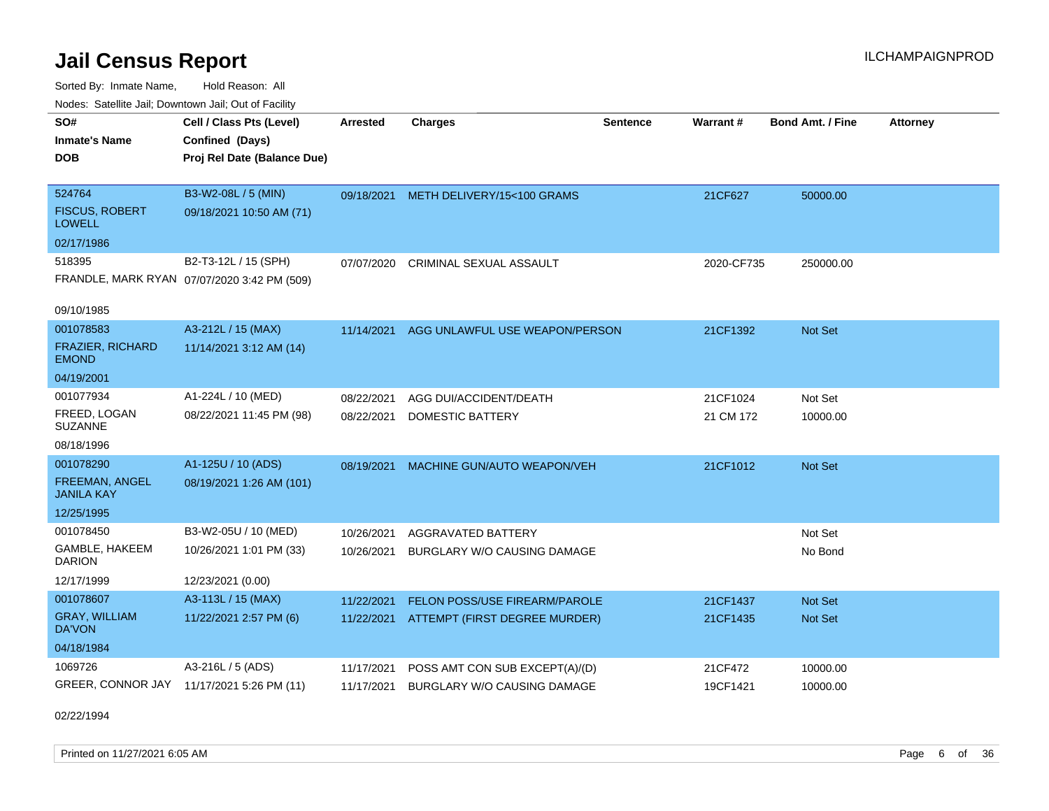# Jail Census Report

ILCHAMPAIGNPROD

Sorted By: Inmate Name, Hold Reason: All

Nodes: Satellite Jail; Downtown Jail; Out of Facility

| SO#<br>Inmate's Name<br>DOB | Cell / Class Pts (Level)<br>Confined (Days)<br>Proj Rel Date (Balance Due) | Arrested | Charges | Sentence | Warrant # | Bond Amt. / Fine | Attorney |
|---|---|---|---|---|---|---|---|
| 524764<br>FISCUS, ROBERT LOWELL<br>02/17/1986 | B3-W2-08L / 5 (MIN)<br>09/18/2021 10:50 AM (71) | 09/18/2021 | METH DELIVERY/15<100 GRAMS | | 21CF627 | 50000.00 | |
| 518395<br>FRANDLE, MARK RYAN<br>09/10/1985 | B2-T3-12L / 15 (SPH)<br>07/07/2020 3:42 PM (509) | 07/07/2020 | CRIMINAL SEXUAL ASSAULT | | 2020-CF735 | 250000.00 | |
| 001078583<br>FRAZIER, RICHARD EMOND<br>04/19/2001 | A3-212L / 15 (MAX)<br>11/14/2021 3:12 AM (14) | 11/14/2021 | AGG UNLAWFUL USE WEAPON/PERSON | | 21CF1392 | Not Set | |
| 001077934<br>FREED, LOGAN SUZANNE<br>08/18/1996 | A1-224L / 10 (MED)<br>08/22/2021 11:45 PM (98) | 08/22/2021 | AGG DUI/ACCIDENT/DEATH | | 21CF1024 | Not Set | |
| | | 08/22/2021 | DOMESTIC BATTERY | | 21 CM 172 | 10000.00 | |
| 001078290<br>FREEMAN, ANGEL JANILA KAY<br>12/25/1995 | A1-125U / 10 (ADS)<br>08/19/2021 1:26 AM (101) | 08/19/2021 | MACHINE GUN/AUTO WEAPON/VEH | | 21CF1012 | Not Set | |
| 001078450<br>GAMBLE, HAKEEM DARION<br>12/17/1999 | B3-W2-05U / 10 (MED)<br>10/26/2021 1:01 PM (33)<br>12/23/2021 (0.00) | 10/26/2021 | AGGRAVATED BATTERY | | | Not Set | |
| | | 10/26/2021 | BURGLARY W/O CAUSING DAMAGE | | | No Bond | |
| 001078607<br>GRAY, WILLIAM DA'VON<br>04/18/1984 | A3-113L / 15 (MAX)<br>11/22/2021 2:57 PM (6) | 11/22/2021 | FELON POSS/USE FIREARM/PAROLE | | 21CF1437 | Not Set | |
| | | 11/22/2021 | ATTEMPT (FIRST DEGREE MURDER) | | 21CF1435 | Not Set | |
| 1069726<br>GREER, CONNOR JAY<br>02/22/1994 | A3-216L / 5 (ADS)<br>11/17/2021 5:26 PM (11) | 11/17/2021 | POSS AMT CON SUB EXCEPT(A)/(D) | | 21CF472 | 10000.00 | |
| | | 11/17/2021 | BURGLARY W/O CAUSING DAMAGE | | 19CF1421 | 10000.00 | |

Printed on 11/27/2021 6:05 AM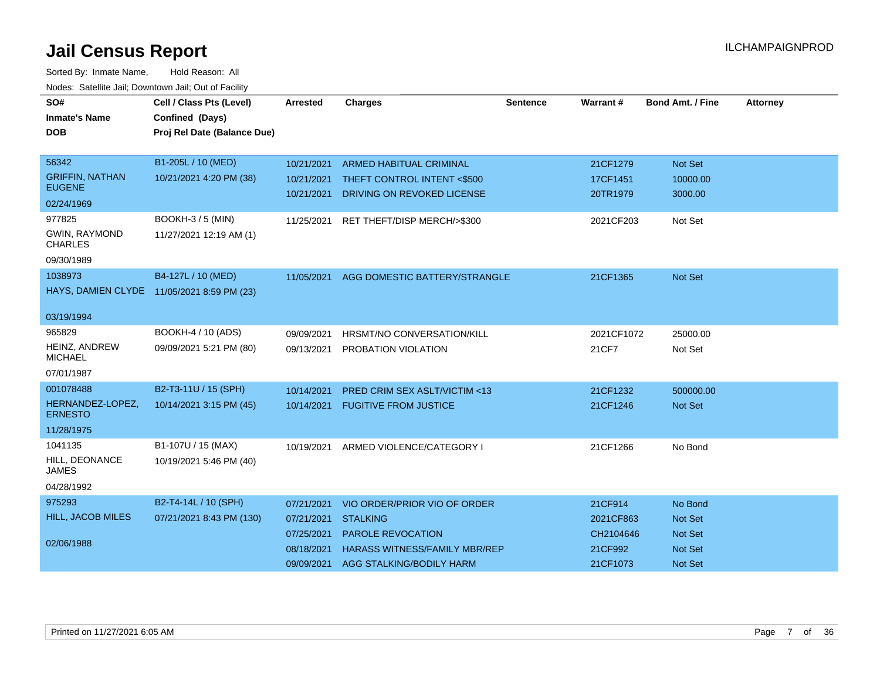# Jail Census Report

ILCHAMPAIGNPROD

Sorted By: Inmate Name, Hold Reason: All

Nodes: Satellite Jail; Downtown Jail; Out of Facility

| SO# / Inmate's Name / DOB | Cell / Class Pts (Level) / Confined (Days) / Proj Rel Date (Balance Due) | Arrested | Charges | Sentence | Warrant # | Bond Amt. / Fine | Attorney |
|---|---|---|---|---|---|---|---|
| 56342<br>GRIFFIN, NATHAN EUGENE<br>02/24/1969 | B1-205L / 10 (MED)<br>10/21/2021 4:20 PM (38) | 10/21/2021 | ARMED HABITUAL CRIMINAL | | 21CF1279 | Not Set | |
| | | 10/21/2021 | THEFT CONTROL INTENT <$500 | | 17CF1451 | 10000.00 | |
| | | 10/21/2021 | DRIVING ON REVOKED LICENSE | | 20TR1979 | 3000.00 | |
| 977825<br>GWIN, RAYMOND CHARLES<br>09/30/1989 | BOOKH-3 / 5 (MIN)<br>11/27/2021 12:19 AM (1) | 11/25/2021 | RET THEFT/DISP MERCH/>$300 | | 2021CF203 | Not Set | |
| 1038973<br>HAYS, DAMIEN CLYDE<br>03/19/1994 | B4-127L / 10 (MED)<br>11/05/2021 8:59 PM (23) | 11/05/2021 | AGG DOMESTIC BATTERY/STRANGLE | | 21CF1365 | Not Set | |
| 965829<br>HEINZ, ANDREW MICHAEL<br>07/01/1987 | BOOKH-4 / 10 (ADS)<br>09/09/2021 5:21 PM (80) | 09/09/2021 | HRSMT/NO CONVERSATION/KILL | | 2021CF1072 | 25000.00 | |
| | | 09/13/2021 | PROBATION VIOLATION | | 21CF7 | Not Set | |
| 001078488<br>HERNANDEZ-LOPEZ, ERNESTO<br>11/28/1975 | B2-T3-11U / 15 (SPH)<br>10/14/2021 3:15 PM (45) | 10/14/2021 | PRED CRIM SEX ASLT/VICTIM <13 | | 21CF1232 | 500000.00 | |
| | | 10/14/2021 | FUGITIVE FROM JUSTICE | | 21CF1246 | Not Set | |
| 1041135<br>HILL, DEONANCE JAMES<br>04/28/1992 | B1-107U / 15 (MAX)<br>10/19/2021 5:46 PM (40) | 10/19/2021 | ARMED VIOLENCE/CATEGORY I | | 21CF1266 | No Bond | |
| 975293<br>HILL, JACOB MILES<br>02/06/1988 | B2-T4-14L / 10 (SPH)<br>07/21/2021 8:43 PM (130) | 07/21/2021 | VIO ORDER/PRIOR VIO OF ORDER | | 21CF914 | No Bond | |
| | | 07/21/2021 | STALKING | | 2021CF863 | Not Set | |
| | | 07/25/2021 | PAROLE REVOCATION | | CH2104646 | Not Set | |
| | | 08/18/2021 | HARASS WITNESS/FAMILY MBR/REP | | 21CF992 | Not Set | |
| | | 09/09/2021 | AGG STALKING/BODILY HARM | | 21CF1073 | Not Set | |

Printed on 11/27/2021 6:05 AM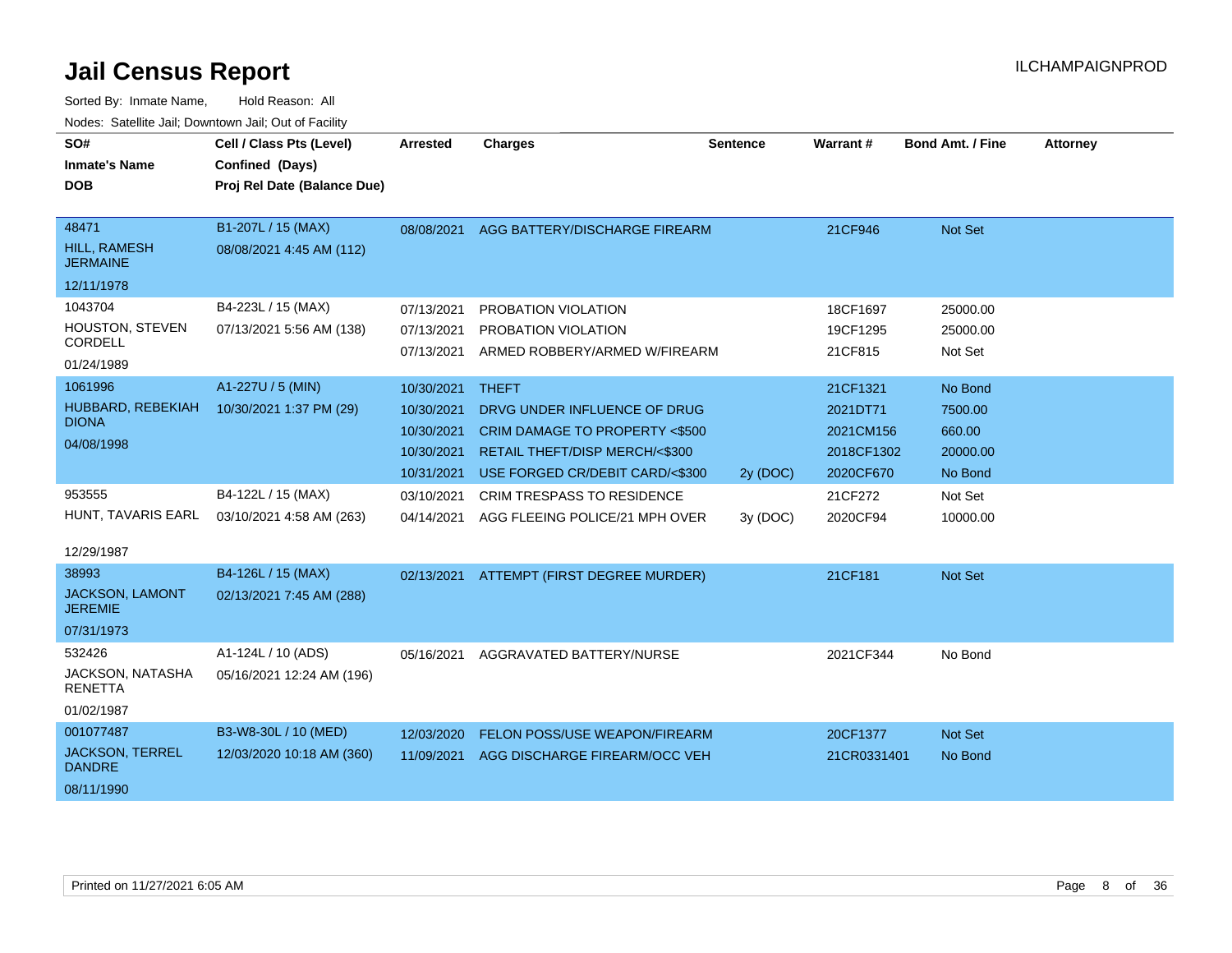# Jail Census Report

ILCHAMPAIGNPROD

Sorted By: Inmate Name, Hold Reason: All

Nodes: Satellite Jail; Downtown Jail; Out of Facility

| SO# / Inmate's Name / DOB | Cell / Class Pts (Level) / Confined (Days) / Proj Rel Date (Balance Due) | Arrested | Charges | Sentence | Warrant # | Bond Amt. / Fine | Attorney |
|---|---|---|---|---|---|---|---|
| 48471<br>HILL, RAMESH JERMAINE<br>12/11/1978 | B1-207L / 15 (MAX)<br>08/08/2021 4:45 AM (112) | 08/08/2021 | AGG BATTERY/DISCHARGE FIREARM | | 21CF946 | Not Set | |
| 1043704<br>HOUSTON, STEVEN CORDELL<br>01/24/1989 | B4-223L / 15 (MAX)<br>07/13/2021 5:56 AM (138) | 07/13/2021 | PROBATION VIOLATION | | 18CF1697 | 25000.00 | |
| | | 07/13/2021 | PROBATION VIOLATION | | 19CF1295 | 25000.00 | |
| | | 07/13/2021 | ARMED ROBBERY/ARMED W/FIREARM | | 21CF815 | Not Set | |
| 1061996<br>HUBBARD, REBEKIAH DIONA<br>04/08/1998 | A1-227U / 5 (MIN)<br>10/30/2021 1:37 PM (29) | 10/30/2021 | THEFT | | 21CF1321 | No Bond | |
| | | 10/30/2021 | DRVG UNDER INFLUENCE OF DRUG | | 2021DT71 | 7500.00 | |
| | | 10/30/2021 | CRIM DAMAGE TO PROPERTY <$500 | | 2021CM156 | 660.00 | |
| | | 10/30/2021 | RETAIL THEFT/DISP MERCH/<$300 | | 2018CF1302 | 20000.00 | |
| | | 10/31/2021 | USE FORGED CR/DEBIT CARD/<$300 | 2y (DOC) | 2020CF670 | No Bond | |
| 953555<br>HUNT, TAVARIS EARL<br>12/29/1987 | B4-122L / 15 (MAX)<br>03/10/2021 4:58 AM (263) | 03/10/2021 | CRIM TRESPASS TO RESIDENCE | | 21CF272 | Not Set | |
| | | 04/14/2021 | AGG FLEEING POLICE/21 MPH OVER | 3y (DOC) | 2020CF94 | 10000.00 | |
| 38993<br>JACKSON, LAMONT JEREMIE<br>07/31/1973 | B4-126L / 15 (MAX)<br>02/13/2021 7:45 AM (288) | 02/13/2021 | ATTEMPT (FIRST DEGREE MURDER) | | 21CF181 | Not Set | |
| 532426<br>JACKSON, NATASHA RENETTA<br>01/02/1987 | A1-124L / 10 (ADS)<br>05/16/2021 12:24 AM (196) | 05/16/2021 | AGGRAVATED BATTERY/NURSE | | 2021CF344 | No Bond | |
| 001077487<br>JACKSON, TERREL DANDRE<br>08/11/1990 | B3-W8-30L / 10 (MED)<br>12/03/2020 10:18 AM (360) | 12/03/2020 | FELON POSS/USE WEAPON/FIREARM | | 20CF1377 | Not Set | |
| | | 11/09/2021 | AGG DISCHARGE FIREARM/OCC VEH | | 21CR0331401 | No Bond | |

Printed on 11/27/2021 6:05 AM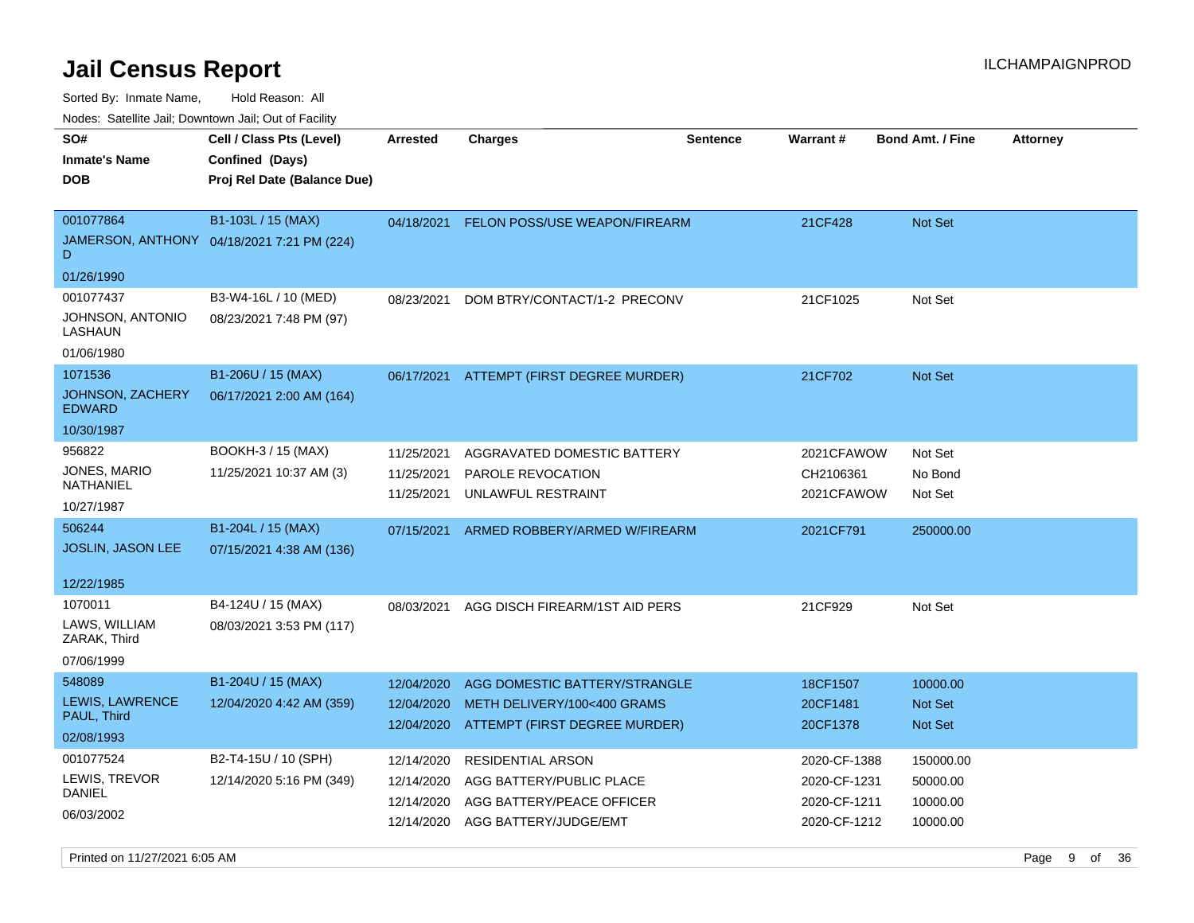# Jail Census Report

ILCHAMPAIGNPROD

Sorted By: Inmate Name, Hold Reason: All

Nodes: Satellite Jail; Downtown Jail; Out of Facility

| SO# / Inmate's Name / DOB | Cell / Class Pts (Level) / Confined (Days) / Proj Rel Date (Balance Due) | Arrested | Charges | Sentence | Warrant # | Bond Amt. / Fine | Attorney |
|---|---|---|---|---|---|---|---|
| 001077864 JAMERSON, ANTHONY D 01/26/1990 | B1-103L / 15 (MAX) 04/18/2021 7:21 PM (224) | 04/18/2021 | FELON POSS/USE WEAPON/FIREARM | | 21CF428 | Not Set | |
| 001077437 JOHNSON, ANTONIO LASHAUN 01/06/1980 | B3-W4-16L / 10 (MED) 08/23/2021 7:48 PM (97) | 08/23/2021 | DOM BTRY/CONTACT/1-2 PRECONV | | 21CF1025 | Not Set | |
| 1071536 JOHNSON, ZACHERY EDWARD 10/30/1987 | B1-206U / 15 (MAX) 06/17/2021 2:00 AM (164) | 06/17/2021 | ATTEMPT (FIRST DEGREE MURDER) | | 21CF702 | Not Set | |
| 956822 JONES, MARIO NATHANIEL 10/27/1987 | BOOKH-3 / 15 (MAX) 11/25/2021 10:37 AM (3) | 11/25/2021 | AGGRAVATED DOMESTIC BATTERY | | 2021CFAWOW | Not Set | |
| | | 11/25/2021 | PAROLE REVOCATION | | CH2106361 | No Bond | |
| | | 11/25/2021 | UNLAWFUL RESTRAINT | | 2021CFAWOW | Not Set | |
| 506244 JOSLIN, JASON LEE 12/22/1985 | B1-204L / 15 (MAX) 07/15/2021 4:38 AM (136) | 07/15/2021 | ARMED ROBBERY/ARMED W/FIREARM | | 2021CF791 | 250000.00 | |
| 1070011 LAWS, WILLIAM ZARAK, Third 07/06/1999 | B4-124U / 15 (MAX) 08/03/2021 3:53 PM (117) | 08/03/2021 | AGG DISCH FIREARM/1ST AID PERS | | 21CF929 | Not Set | |
| 548089 LEWIS, LAWRENCE PAUL, Third 02/08/1993 | B1-204U / 15 (MAX) 12/04/2020 4:42 AM (359) | 12/04/2020 | AGG DOMESTIC BATTERY/STRANGLE | | 18CF1507 | 10000.00 | |
| | | 12/04/2020 | METH DELIVERY/100<400 GRAMS | | 20CF1481 | Not Set | |
| | | 12/04/2020 | ATTEMPT (FIRST DEGREE MURDER) | | 20CF1378 | Not Set | |
| 001077524 LEWIS, TREVOR DANIEL 06/03/2002 | B2-T4-15U / 10 (SPH) 12/14/2020 5:16 PM (349) | 12/14/2020 | RESIDENTIAL ARSON | | 2020-CF-1388 | 150000.00 | |
| | | 12/14/2020 | AGG BATTERY/PUBLIC PLACE | | 2020-CF-1231 | 50000.00 | |
| | | 12/14/2020 | AGG BATTERY/PEACE OFFICER | | 2020-CF-1211 | 10000.00 | |
| | | 12/14/2020 | AGG BATTERY/JUDGE/EMT | | 2020-CF-1212 | 10000.00 | |

Printed on 11/27/2021 6:05 AM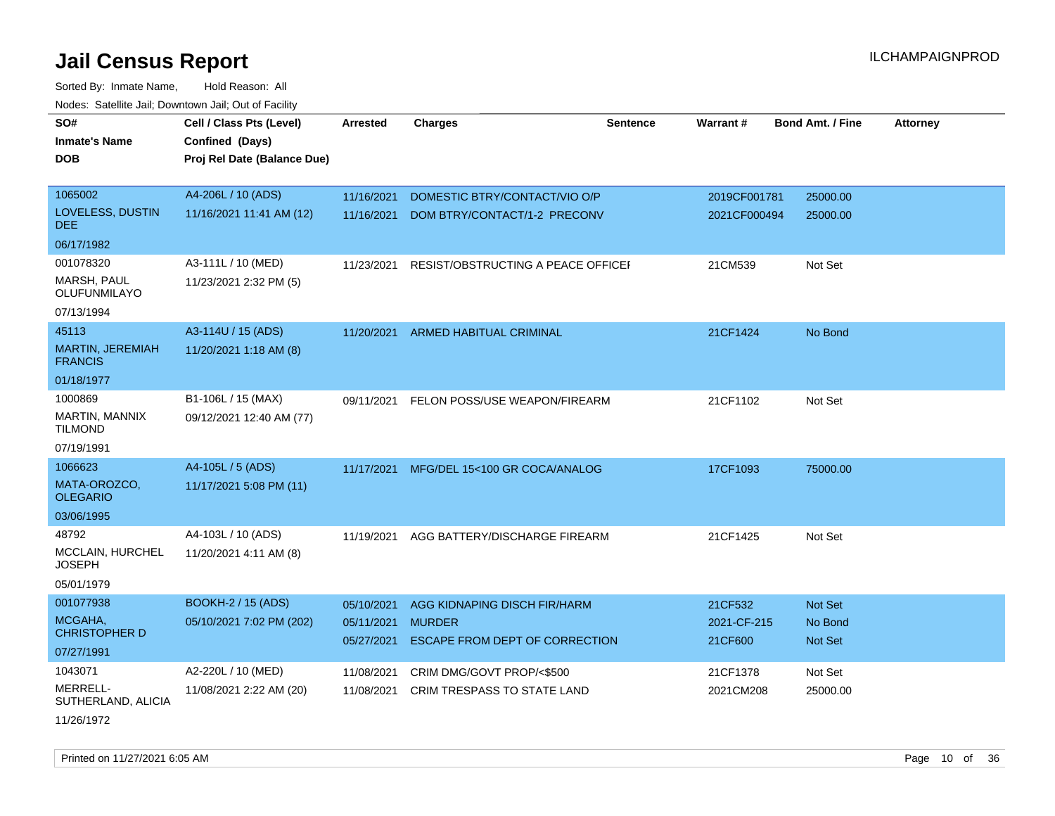# Jail Census Report

ILCHAMPAIGNPROD

Sorted By: Inmate Name, Hold Reason: All

Nodes: Satellite Jail; Downtown Jail; Out of Facility

| SO# / Inmate's Name / DOB | Cell / Class Pts (Level) / Confined (Days) / Proj Rel Date (Balance Due) | Arrested | Charges | Sentence | Warrant # | Bond Amt. / Fine | Attorney |
|---|---|---|---|---|---|---|---|
| 1065002<br>LOVELESS, DUSTIN DEE<br>06/17/1982 | A4-206L / 10 (ADS)<br>11/16/2021 11:41 AM (12) | 11/16/2021<br>11/16/2021 | DOMESTIC BTRY/CONTACT/VIO O/P<br>DOM BTRY/CONTACT/1-2 PRECONV | | 2019CF001781<br>2021CF000494 | 25000.00<br>25000.00 | |
| 001078320<br>MARSH, PAUL OLUFUNMILAYO<br>07/13/1994 | A3-111L / 10 (MED)<br>11/23/2021 2:32 PM (5) | 11/23/2021 | RESIST/OBSTRUCTING A PEACE OFFICEI | | 21CM539 | Not Set | |
| 45113<br>MARTIN, JEREMIAH FRANCIS<br>01/18/1977 | A3-114U / 15 (ADS)<br>11/20/2021 1:18 AM (8) | 11/20/2021 | ARMED HABITUAL CRIMINAL | | 21CF1424 | No Bond | |
| 1000869<br>MARTIN, MANNIX TILMOND<br>07/19/1991 | B1-106L / 15 (MAX)<br>09/12/2021 12:40 AM (77) | 09/11/2021 | FELON POSS/USE WEAPON/FIREARM | | 21CF1102 | Not Set | |
| 1066623<br>MATA-OROZCO, OLEGARIO<br>03/06/1995 | A4-105L / 5 (ADS)<br>11/17/2021 5:08 PM (11) | 11/17/2021 | MFG/DEL 15<100 GR COCA/ANALOG | | 17CF1093 | 75000.00 | |
| 48792<br>MCCLAIN, HURCHEL JOSEPH<br>05/01/1979 | A4-103L / 10 (ADS)<br>11/20/2021 4:11 AM (8) | 11/19/2021 | AGG BATTERY/DISCHARGE FIREARM | | 21CF1425 | Not Set | |
| 001077938<br>MCGAHA, CHRISTOPHER D<br>07/27/1991 | BOOKH-2 / 15 (ADS)<br>05/10/2021 7:02 PM (202) | 05/10/2021<br>05/11/2021<br>05/27/2021 | AGG KIDNAPING DISCH FIR/HARM<br>MURDER<br>ESCAPE FROM DEPT OF CORRECTION | | 21CF532<br>2021-CF-215<br>21CF600 | Not Set<br>No Bond<br>Not Set | |
| 1043071<br>MERRELL-SUTHERLAND, ALICIA<br>11/26/1972 | A2-220L / 10 (MED)<br>11/08/2021 2:22 AM (20) | 11/08/2021<br>11/08/2021 | CRIM DMG/GOVT PROP/<$500<br>CRIM TRESPASS TO STATE LAND | | 21CF1378<br>2021CM208 | Not Set<br>25000.00 | |

Printed on 11/27/2021 6:05 AM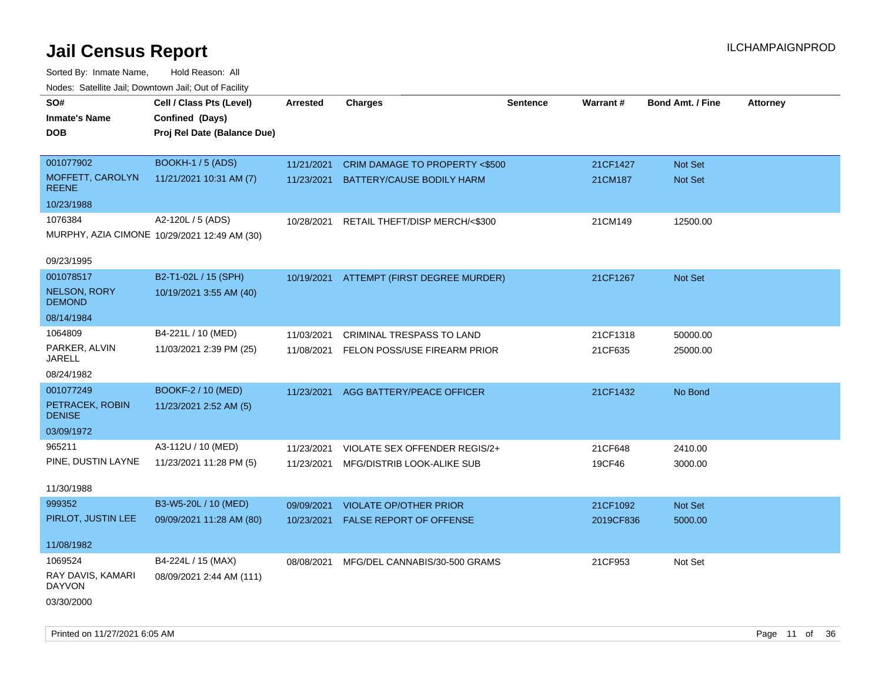# Jail Census Report

Sorted By: Inmate Name, Hold Reason: All

Nodes: Satellite Jail; Downtown Jail; Out of Facility

| SO# / Inmate's Name / DOB | Cell / Class Pts (Level) / Confined (Days) / Proj Rel Date (Balance Due) | Arrested | Charges | Sentence | Warrant # | Bond Amt. / Fine | Attorney |
|---|---|---|---|---|---|---|---|
| 001077902<br>MOFFETT, CAROLYN REENE<br>10/23/1988 | BOOKH-1 / 5 (ADS)<br>11/21/2021 10:31 AM (7) | 11/21/2021<br>11/23/2021 | CRIM DAMAGE TO PROPERTY <$500<br>BATTERY/CAUSE BODILY HARM | | 21CF1427<br>21CM187 | Not Set<br>Not Set | |
| 1076384<br>MURPHY, AZIA CIMONE<br>09/23/1995 | A2-120L / 5 (ADS)<br>10/29/2021 12:49 AM (30) | 10/28/2021 | RETAIL THEFT/DISP MERCH/<$300 | | 21CM149 | 12500.00 | |
| 001078517<br>NELSON, RORY DEMOND<br>08/14/1984 | B2-T1-02L / 15 (SPH)<br>10/19/2021 3:55 AM (40) | 10/19/2021 | ATTEMPT (FIRST DEGREE MURDER) | | 21CF1267 | Not Set | |
| 1064809<br>PARKER, ALVIN JARELL<br>08/24/1982 | B4-221L / 10 (MED)<br>11/03/2021 2:39 PM (25) | 11/03/2021<br>11/08/2021 | CRIMINAL TRESPASS TO LAND<br>FELON POSS/USE FIREARM PRIOR | | 21CF1318<br>21CF635 | 50000.00<br>25000.00 | |
| 001077249<br>PETRACEK, ROBIN DENISE<br>03/09/1972 | BOOKF-2 / 10 (MED)<br>11/23/2021 2:52 AM (5) | 11/23/2021 | AGG BATTERY/PEACE OFFICER | | 21CF1432 | No Bond | |
| 965211<br>PINE, DUSTIN LAYNE<br>11/30/1988 | A3-112U / 10 (MED)<br>11/23/2021 11:28 PM (5) | 11/23/2021<br>11/23/2021 | VIOLATE SEX OFFENDER REGIS/2+<br>MFG/DISTRIB LOOK-ALIKE SUB | | 21CF648<br>19CF46 | 2410.00<br>3000.00 | |
| 999352<br>PIRLOT, JUSTIN LEE<br>11/08/1982 | B3-W5-20L / 10 (MED)<br>09/09/2021 11:28 AM (80) | 09/09/2021<br>10/23/2021 | VIOLATE OP/OTHER PRIOR<br>FALSE REPORT OF OFFENSE | | 21CF1092<br>2019CF836 | Not Set<br>5000.00 | |
| 1069524<br>RAY DAVIS, KAMARI DAYVON<br>03/30/2000 | B4-224L / 15 (MAX)<br>08/09/2021 2:44 AM (111) | 08/08/2021 | MFG/DEL CANNABIS/30-500 GRAMS | | 21CF953 | Not Set | |

Printed on 11/27/2021 6:05 AM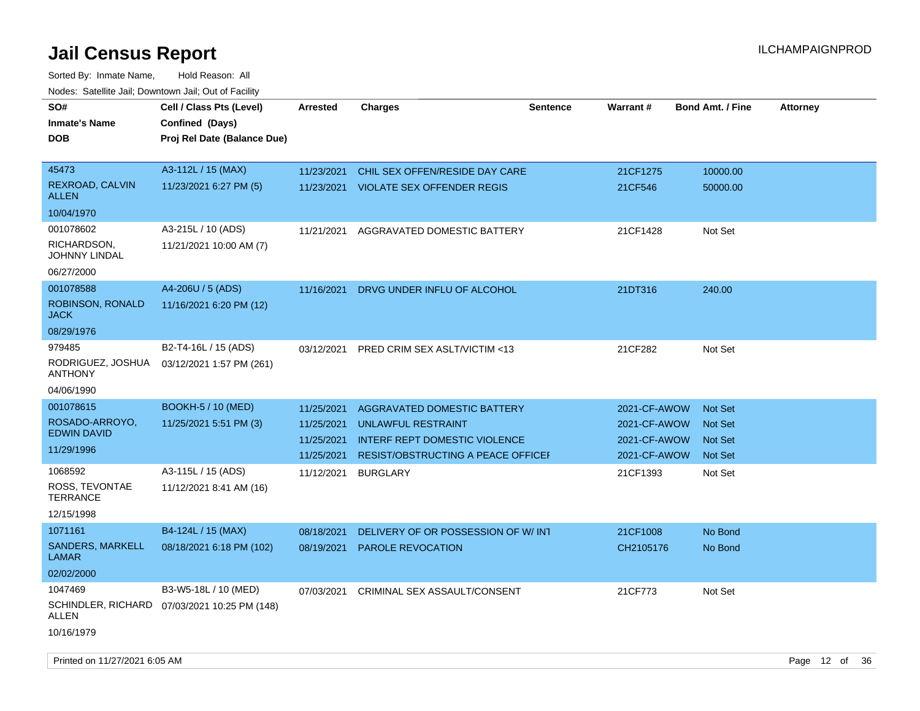# Jail Census Report

Sorted By: Inmate Name, Hold Reason: All

Nodes: Satellite Jail; Downtown Jail; Out of Facility

| SO# / Inmate's Name / DOB | Cell / Class Pts (Level) / Confined (Days) / Proj Rel Date (Balance Due) | Arrested | Charges | Sentence | Warrant # | Bond Amt. / Fine | Attorney |
|---|---|---|---|---|---|---|---|
| 45473 REXROAD, CALVIN ALLEN 10/04/1970 | A3-112L / 15 (MAX) 11/23/2021 6:27 PM (5) | 11/23/2021 | CHIL SEX OFFEN/RESIDE DAY CARE | | 21CF1275 | 10000.00 | |
| | | 11/23/2021 | VIOLATE SEX OFFENDER REGIS | | 21CF546 | 50000.00 | |
| 001078602 RICHARDSON, JOHNNY LINDAL 06/27/2000 | A3-215L / 10 (ADS) 11/21/2021 10:00 AM (7) | 11/21/2021 | AGGRAVATED DOMESTIC BATTERY | | 21CF1428 | Not Set | |
| 001078588 ROBINSON, RONALD JACK 08/29/1976 | A4-206U / 5 (ADS) 11/16/2021 6:20 PM (12) | 11/16/2021 | DRVG UNDER INFLU OF ALCOHOL | | 21DT316 | 240.00 | |
| 979485 RODRIGUEZ, JOSHUA ANTHONY 04/06/1990 | B2-T4-16L / 15 (ADS) 03/12/2021 1:57 PM (261) | 03/12/2021 | PRED CRIM SEX ASLT/VICTIM <13 | | 21CF282 | Not Set | |
| 001078615 ROSADO-ARROYO, EDWIN DAVID 11/29/1996 | BOOKH-5 / 10 (MED) 11/25/2021 5:51 PM (3) | 11/25/2021 | AGGRAVATED DOMESTIC BATTERY | | 2021-CF-AWOW | Not Set | |
| | | 11/25/2021 | UNLAWFUL RESTRAINT | | 2021-CF-AWOW | Not Set | |
| | | 11/25/2021 | INTERF REPT DOMESTIC VIOLENCE | | 2021-CF-AWOW | Not Set | |
| | | 11/25/2021 | RESIST/OBSTRUCTING A PEACE OFFICEI | | 2021-CF-AWOW | Not Set | |
| 1068592 ROSS, TEVONTAE TERRANCE 12/15/1998 | A3-115L / 15 (ADS) 11/12/2021 8:41 AM (16) | 11/12/2021 | BURGLARY | | 21CF1393 | Not Set | |
| 1071161 SANDERS, MARKELL LAMAR 02/02/2000 | B4-124L / 15 (MAX) 08/18/2021 6:18 PM (102) | 08/18/2021 | DELIVERY OF OR POSSESSION OF W/ INT | | 21CF1008 | No Bond | |
| | | 08/19/2021 | PAROLE REVOCATION | | CH2105176 | No Bond | |
| 1047469 SCHINDLER, RICHARD ALLEN 10/16/1979 | B3-W5-18L / 10 (MED) 07/03/2021 10:25 PM (148) | 07/03/2021 | CRIMINAL SEX ASSAULT/CONSENT | | 21CF773 | Not Set | |

Printed on 11/27/2021 6:05 AM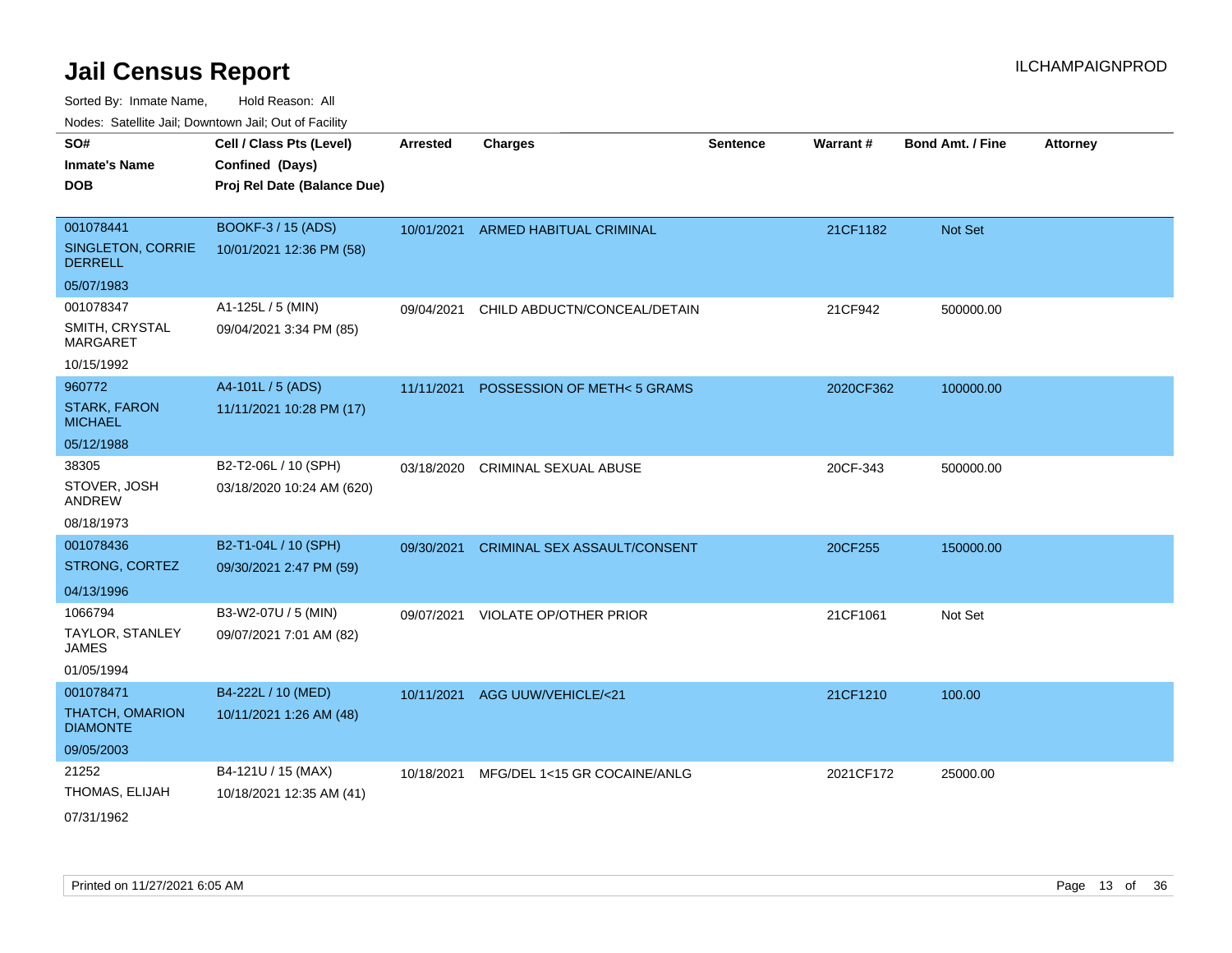# Jail Census Report

Sorted By: Inmate Name, Hold Reason: All

Nodes: Satellite Jail; Downtown Jail; Out of Facility

| SO# / Inmate's Name / DOB | Cell / Class Pts (Level) / Confined (Days) / Proj Rel Date (Balance Due) | Arrested | Charges | Sentence | Warrant # | Bond Amt. / Fine | Attorney |
|---|---|---|---|---|---|---|---|
| 001078441<br>SINGLETON, CORRIE DERRELL<br>05/07/1983 | BOOKF-3 / 15 (ADS)<br>10/01/2021 12:36 PM (58) | 10/01/2021 | ARMED HABITUAL CRIMINAL | | 21CF1182 | Not Set | |
| 001078347<br>SMITH, CRYSTAL MARGARET<br>10/15/1992 | A1-125L / 5 (MIN)<br>09/04/2021 3:34 PM (85) | 09/04/2021 | CHILD ABDUCTN/CONCEAL/DETAIN | | 21CF942 | 500000.00 | |
| 960772<br>STARK, FARON MICHAEL<br>05/12/1988 | A4-101L / 5 (ADS)<br>11/11/2021 10:28 PM (17) | 11/11/2021 | POSSESSION OF METH< 5 GRAMS | | 2020CF362 | 100000.00 | |
| 38305<br>STOVER, JOSH ANDREW<br>08/18/1973 | B2-T2-06L / 10 (SPH)<br>03/18/2020 10:24 AM (620) | 03/18/2020 | CRIMINAL SEXUAL ABUSE | | 20CF-343 | 500000.00 | |
| 001078436<br>STRONG, CORTEZ<br>04/13/1996 | B2-T1-04L / 10 (SPH)<br>09/30/2021 2:47 PM (59) | 09/30/2021 | CRIMINAL SEX ASSAULT/CONSENT | | 20CF255 | 150000.00 | |
| 1066794<br>TAYLOR, STANLEY JAMES<br>01/05/1994 | B3-W2-07U / 5 (MIN)<br>09/07/2021 7:01 AM (82) | 09/07/2021 | VIOLATE OP/OTHER PRIOR | | 21CF1061 | Not Set | |
| 001078471<br>THATCH, OMARION DIAMONTE<br>09/05/2003 | B4-222L / 10 (MED)<br>10/11/2021 1:26 AM (48) | 10/11/2021 | AGG UUW/VEHICLE/<21 | | 21CF1210 | 100.00 | |
| 21252<br>THOMAS, ELIJAH<br>07/31/1962 | B4-121U / 15 (MAX)<br>10/18/2021 12:35 AM (41) | 10/18/2021 | MFG/DEL 1<15 GR COCAINE/ANLG | | 2021CF172 | 25000.00 | |

Printed on 11/27/2021 6:05 AM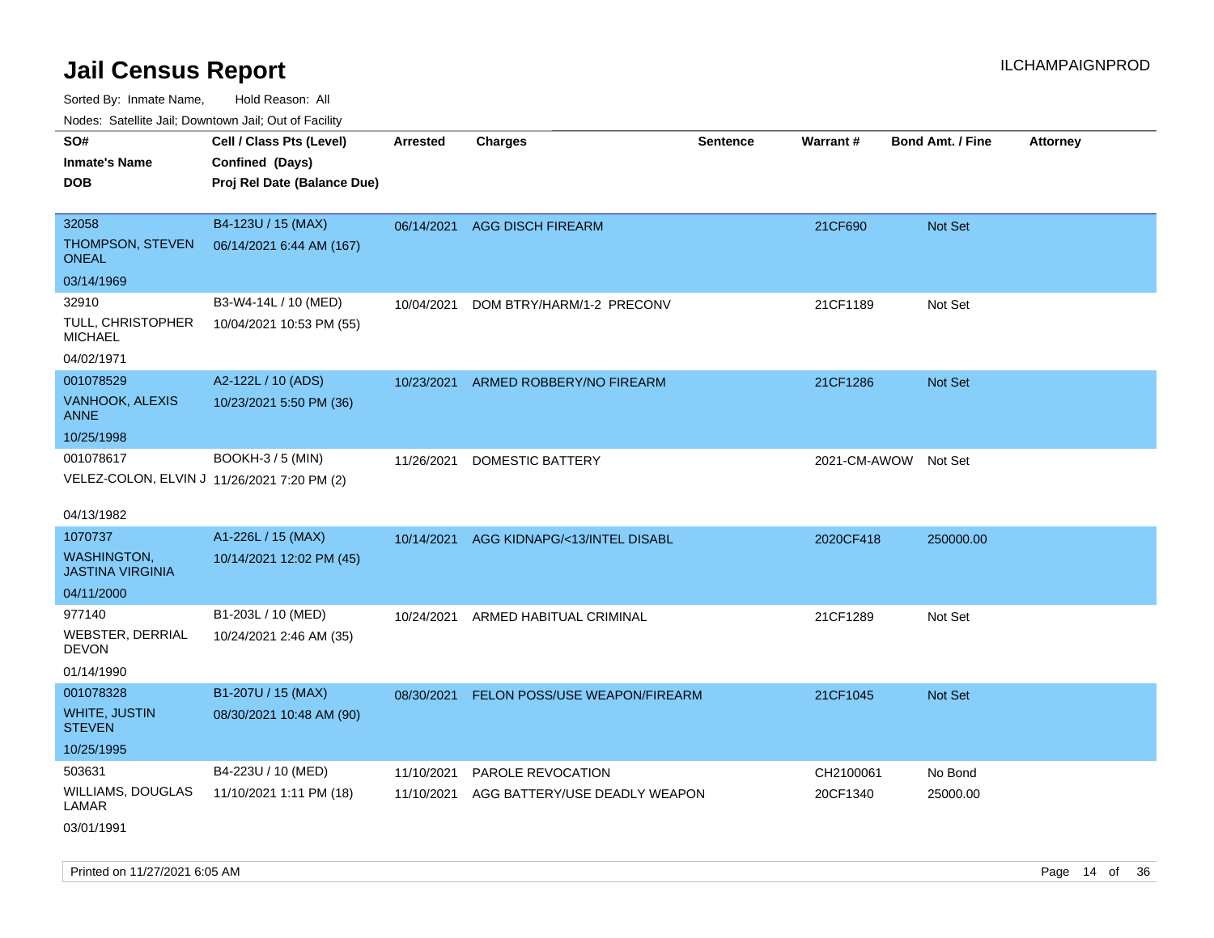# Jail Census Report

ILCHAMPAIGNPROD

Sorted By: Inmate Name, Hold Reason: All

Nodes: Satellite Jail; Downtown Jail; Out of Facility

| SO# / Inmate's Name / DOB | Cell / Class Pts (Level) / Confined (Days) / Proj Rel Date (Balance Due) | Arrested | Charges | Sentence | Warrant # | Bond Amt. / Fine | Attorney |
|---|---|---|---|---|---|---|---|
| 32058 THOMPSON, STEVEN ONEAL 03/14/1969 | B4-123U / 15 (MAX) 06/14/2021 6:44 AM (167) | 06/14/2021 | AGG DISCH FIREARM | | 21CF690 | Not Set | |
| 32910 TULL, CHRISTOPHER MICHAEL 04/02/1971 | B3-W4-14L / 10 (MED) 10/04/2021 10:53 PM (55) | 10/04/2021 | DOM BTRY/HARM/1-2 PRECONV | | 21CF1189 | Not Set | |
| 001078529 VANHOOK, ALEXIS ANNE 10/25/1998 | A2-122L / 10 (ADS) 10/23/2021 5:50 PM (36) | 10/23/2021 | ARMED ROBBERY/NO FIREARM | | 21CF1286 | Not Set | |
| 001078617 VELEZ-COLON, ELVIN J 04/13/1982 | BOOKH-3 / 5 (MIN) 11/26/2021 7:20 PM (2) | 11/26/2021 | DOMESTIC BATTERY | | 2021-CM-AWOW | Not Set | |
| 1070737 WASHINGTON, JASTINA VIRGINIA 04/11/2000 | A1-226L / 15 (MAX) 10/14/2021 12:02 PM (45) | 10/14/2021 | AGG KIDNAPG/<13/INTEL DISABL | | 2020CF418 | 250000.00 | |
| 977140 WEBSTER, DERRIAL DEVON 01/14/1990 | B1-203L / 10 (MED) 10/24/2021 2:46 AM (35) | 10/24/2021 | ARMED HABITUAL CRIMINAL | | 21CF1289 | Not Set | |
| 001078328 WHITE, JUSTIN STEVEN 10/25/1995 | B1-207U / 15 (MAX) 08/30/2021 10:48 AM (90) | 08/30/2021 | FELON POSS/USE WEAPON/FIREARM | | 21CF1045 | Not Set | |
| 503631 WILLIAMS, DOUGLAS LAMAR 03/01/1991 | B4-223U / 10 (MED) 11/10/2021 1:11 PM (18) | 11/10/2021 | PAROLE REVOCATION | | CH2100061 | No Bond | |
| | | 11/10/2021 | AGG BATTERY/USE DEADLY WEAPON | | 20CF1340 | 25000.00 | |

Printed on 11/27/2021 6:05 AM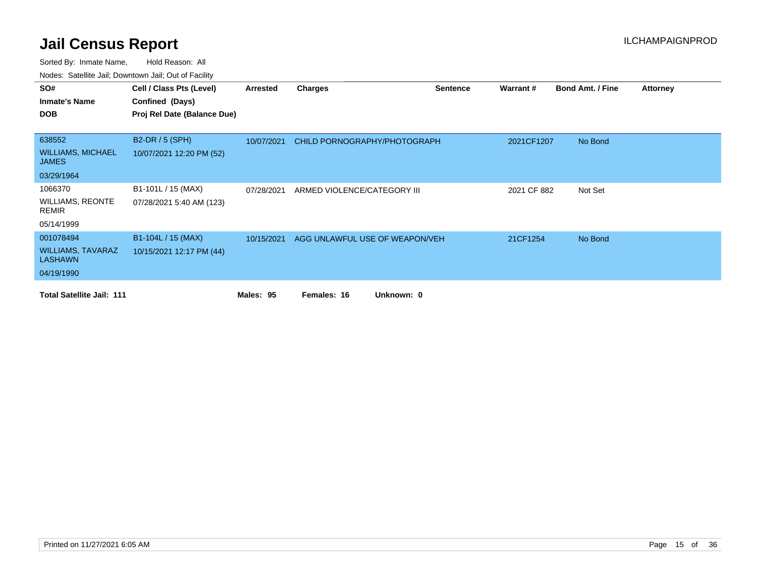# Jail Census Report

ILCHAMPAIGNPROD

Sorted By: Inmate Name, Hold Reason: All

Nodes: Satellite Jail; Downtown Jail; Out of Facility

| SO#<br>Inmate's Name<br>DOB | Cell / Class Pts (Level)<br>Confined (Days)<br>Proj Rel Date (Balance Due) | Arrested | Charges | Sentence | Warrant # | Bond Amt. / Fine | Attorney |
|---|---|---|---|---|---|---|---|
| 638552<br>WILLIAMS, MICHAEL JAMES<br>03/29/1964 | B2-DR / 5 (SPH)<br>10/07/2021 12:20 PM (52) | 10/07/2021 | CHILD PORNOGRAPHY/PHOTOGRAPH | | 2021CF1207 | No Bond | |
| 1066370<br>WILLIAMS, REONTE REMIR<br>05/14/1999 | B1-101L / 15 (MAX)<br>07/28/2021 5:40 AM (123) | 07/28/2021 | ARMED VIOLENCE/CATEGORY III | | 2021 CF 882 | Not Set | |
| 001078494<br>WILLIAMS, TAVARAZ LASHAWN<br>04/19/1990 | B1-104L / 15 (MAX)<br>10/15/2021 12:17 PM (44) | 10/15/2021 | AGG UNLAWFUL USE OF WEAPON/VEH | | 21CF1254 | No Bond | |

**Total Satellite Jail: 111** **Males: 95** **Females: 16** **Unknown: 0**

Printed on 11/27/2021 6:05 AM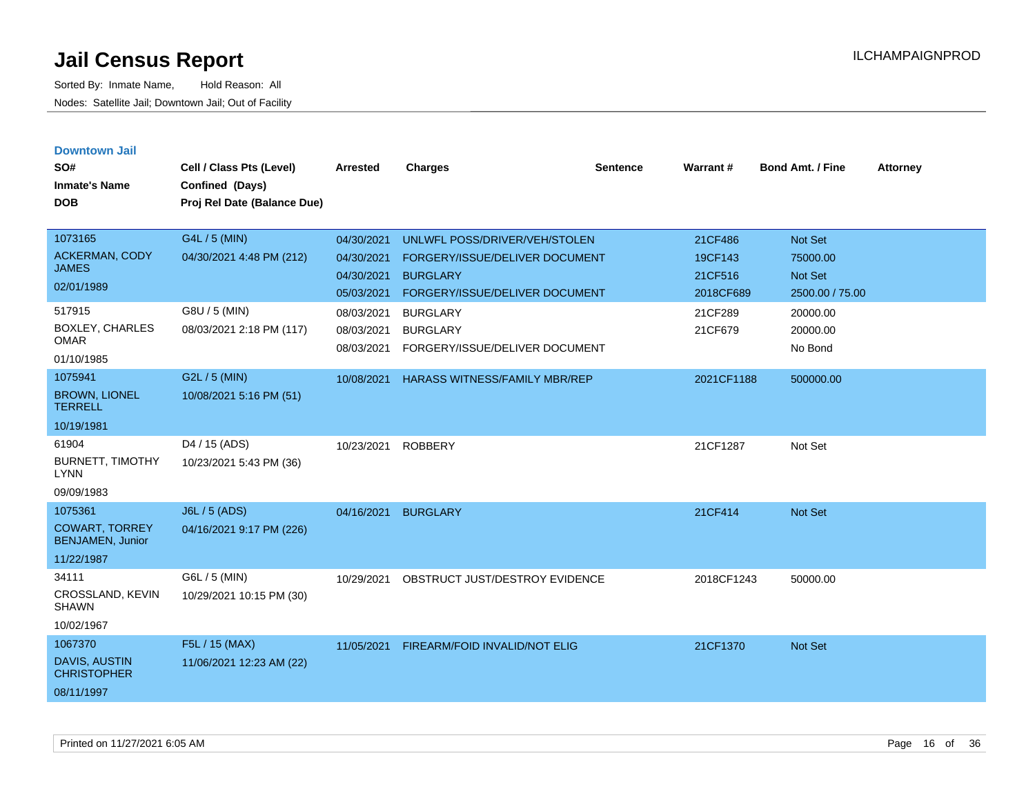# Jail Census Report

Sorted By: Inmate Name, Hold Reason: All

Nodes: Satellite Jail; Downtown Jail; Out of Facility

ILCHAMPAIGNPROD

## Downtown Jail

| SO# / Inmate's Name / DOB | Cell / Class Pts (Level) / Confined (Days) / Proj Rel Date (Balance Due) | Arrested | Charges | Sentence | Warrant # | Bond Amt. / Fine | Attorney |
|---|---|---|---|---|---|---|---|
| 1073165 ACKERMAN, CODY JAMES 02/01/1989 | G4L / 5 (MIN) 04/30/2021 4:48 PM (212) | 04/30/2021 | UNLWFL POSS/DRIVER/VEH/STOLEN | | 21CF486 | Not Set | |
| | | 04/30/2021 | FORGERY/ISSUE/DELIVER DOCUMENT | | 19CF143 | 75000.00 | |
| | | 04/30/2021 | BURGLARY | | 21CF516 | Not Set | |
| | | 05/03/2021 | FORGERY/ISSUE/DELIVER DOCUMENT | | 2018CF689 | 2500.00 / 75.00 | |
| 517915 BOXLEY, CHARLES OMAR 01/10/1985 | G8U / 5 (MIN) 08/03/2021 2:18 PM (117) | 08/03/2021 | BURGLARY | | 21CF289 | 20000.00 | |
| | | 08/03/2021 | BURGLARY | | 21CF679 | 20000.00 | |
| | | 08/03/2021 | FORGERY/ISSUE/DELIVER DOCUMENT | | | No Bond | |
| 1075941 BROWN, LIONEL TERRELL 10/19/1981 | G2L / 5 (MIN) 10/08/2021 5:16 PM (51) | 10/08/2021 | HARASS WITNESS/FAMILY MBR/REP | | 2021CF1188 | 500000.00 | |
| 61904 BURNETT, TIMOTHY LYNN 09/09/1983 | D4 / 15 (ADS) 10/23/2021 5:43 PM (36) | 10/23/2021 | ROBBERY | | 21CF1287 | Not Set | |
| 1075361 COWART, TORREY BENJAMEN, Junior 11/22/1987 | J6L / 5 (ADS) 04/16/2021 9:17 PM (226) | 04/16/2021 | BURGLARY | | 21CF414 | Not Set | |
| 34111 CROSSLAND, KEVIN SHAWN 10/02/1967 | G6L / 5 (MIN) 10/29/2021 10:15 PM (30) | 10/29/2021 | OBSTRUCT JUST/DESTROY EVIDENCE | | 2018CF1243 | 50000.00 | |
| 1067370 DAVIS, AUSTIN CHRISTOPHER 08/11/1997 | F5L / 15 (MAX) 11/06/2021 12:23 AM (22) | 11/05/2021 | FIREARM/FOID INVALID/NOT ELIG | | 21CF1370 | Not Set | |

Printed on 11/27/2021 6:05 AM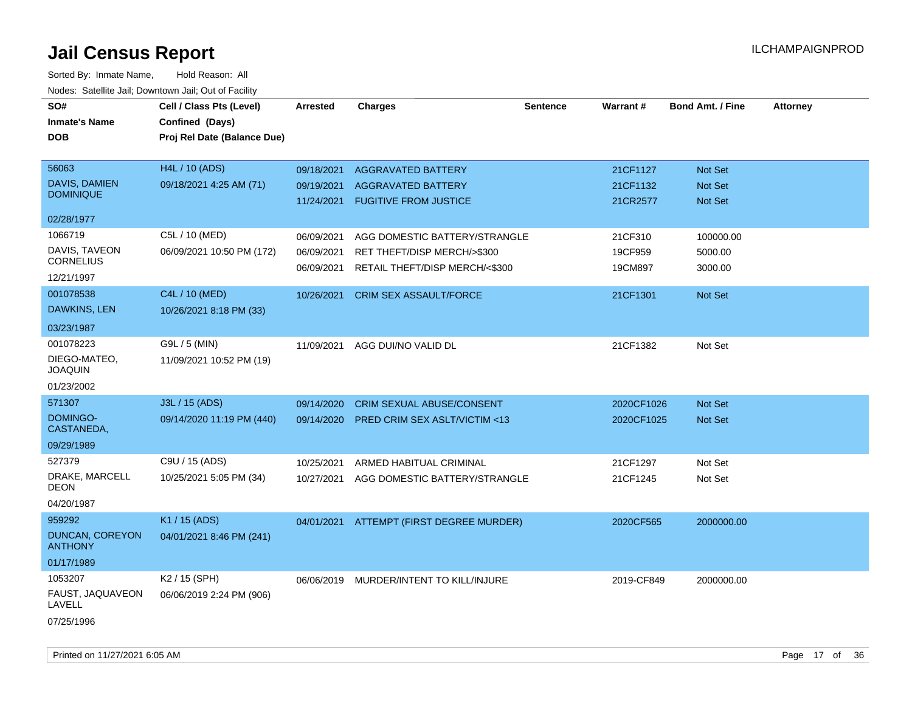# Jail Census Report

ILCHAMPAIGNPROD

Sorted By: Inmate Name, Hold Reason: All

Nodes: Satellite Jail; Downtown Jail; Out of Facility

| SO# / Inmate's Name / DOB | Cell / Class Pts (Level) / Confined (Days) / Proj Rel Date (Balance Due) | Arrested | Charges | Sentence | Warrant # | Bond Amt. / Fine | Attorney |
|---|---|---|---|---|---|---|---|
| 56063<br>DAVIS, DAMIEN DOMINIQUE<br>02/28/1977 | H4L / 10 (ADS)<br>09/18/2021 4:25 AM (71) | 09/18/2021 | AGGRAVATED BATTERY | | 21CF1127 | Not Set | |
| | | 09/19/2021 | AGGRAVATED BATTERY | | 21CF1132 | Not Set | |
| | | 11/24/2021 | FUGITIVE FROM JUSTICE | | 21CR2577 | Not Set | |
| 1066719<br>DAVIS, TAVEON CORNELIUS<br>12/21/1997 | C5L / 10 (MED)<br>06/09/2021 10:50 PM (172) | 06/09/2021 | AGG DOMESTIC BATTERY/STRANGLE | | 21CF310 | 100000.00 | |
| | | 06/09/2021 | RET THEFT/DISP MERCH/>$300 | | 19CF959 | 5000.00 | |
| | | 06/09/2021 | RETAIL THEFT/DISP MERCH/<$300 | | 19CM897 | 3000.00 | |
| 001078538<br>DAWKINS, LEN<br>03/23/1987 | C4L / 10 (MED)<br>10/26/2021 8:18 PM (33) | 10/26/2021 | CRIM SEX ASSAULT/FORCE | | 21CF1301 | Not Set | |
| 001078223<br>DIEGO-MATEO, JOAQUIN<br>01/23/2002 | G9L / 5 (MIN)<br>11/09/2021 10:52 PM (19) | 11/09/2021 | AGG DUI/NO VALID DL | | 21CF1382 | Not Set | |
| 571307<br>DOMINGO-CASTANEDA,<br>09/29/1989 | J3L / 15 (ADS)<br>09/14/2020 11:19 PM (440) | 09/14/2020 | CRIM SEXUAL ABUSE/CONSENT | | 2020CF1026 | Not Set | |
| | | 09/14/2020 | PRED CRIM SEX ASLT/VICTIM <13 | | 2020CF1025 | Not Set | |
| 527379<br>DRAKE, MARCELL DEON<br>04/20/1987 | C9U / 15 (ADS)<br>10/25/2021 5:05 PM (34) | 10/25/2021 | ARMED HABITUAL CRIMINAL | | 21CF1297 | Not Set | |
| | | 10/27/2021 | AGG DOMESTIC BATTERY/STRANGLE | | 21CF1245 | Not Set | |
| 959292<br>DUNCAN, COREYON ANTHONY<br>01/17/1989 | K1 / 15 (ADS)<br>04/01/2021 8:46 PM (241) | 04/01/2021 | ATTEMPT (FIRST DEGREE MURDER) | | 2020CF565 | 2000000.00 | |
| 1053207<br>FAUST, JAQUAVEON LAVELL<br>07/25/1996 | K2 / 15 (SPH)<br>06/06/2019 2:24 PM (906) | 06/06/2019 | MURDER/INTENT TO KILL/INJURE | | 2019-CF849 | 2000000.00 | |

Printed on 11/27/2021 6:05 AM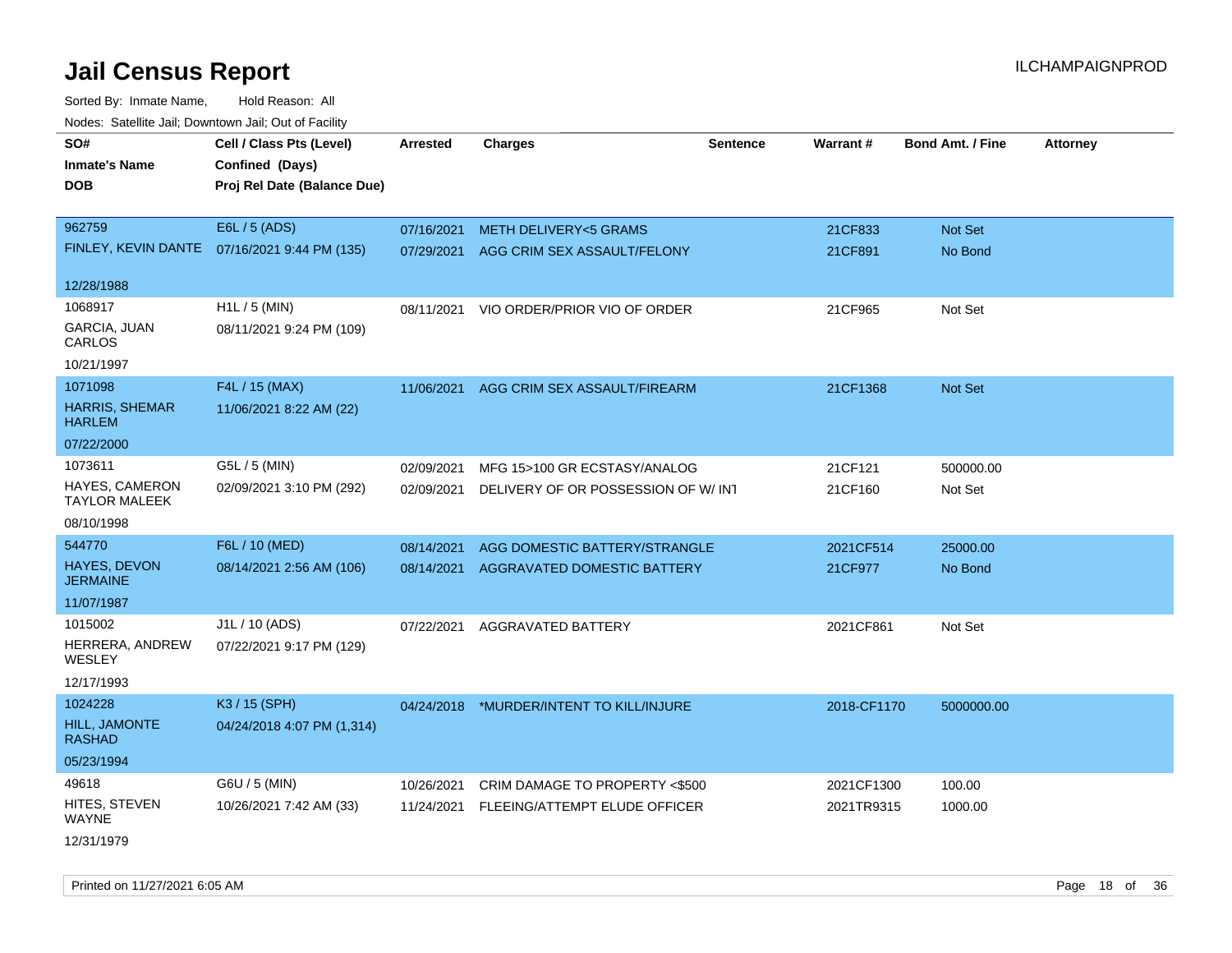# Jail Census Report

ILCHAMPAIGNPROD

Sorted By: Inmate Name, Hold Reason: All

Nodes: Satellite Jail; Downtown Jail; Out of Facility

| SO# / Inmate's Name / DOB | Cell / Class Pts (Level) / Confined (Days) / Proj Rel Date (Balance Due) | Arrested | Charges | Sentence | Warrant # | Bond Amt. / Fine | Attorney |
|---|---|---|---|---|---|---|---|
| 962759<br>FINLEY, KEVIN DANTE<br>12/28/1988 | E6L / 5 (ADS)<br>07/16/2021 9:44 PM (135) | 07/16/2021<br>07/29/2021 | METH DELIVERY<5 GRAMS<br>AGG CRIM SEX ASSAULT/FELONY | | 21CF833<br>21CF891 | Not Set<br>No Bond | |
| 1068917<br>GARCIA, JUAN CARLOS<br>10/21/1997 | H1L / 5 (MIN)<br>08/11/2021 9:24 PM (109) | 08/11/2021 | VIO ORDER/PRIOR VIO OF ORDER | | 21CF965 | Not Set | |
| 1071098<br>HARRIS, SHEMAR HARLEM<br>07/22/2000 | F4L / 15 (MAX)<br>11/06/2021 8:22 AM (22) | 11/06/2021 | AGG CRIM SEX ASSAULT/FIREARM | | 21CF1368 | Not Set | |
| 1073611<br>HAYES, CAMERON TAYLOR MALEEK<br>08/10/1998 | G5L / 5 (MIN)<br>02/09/2021 3:10 PM (292) | 02/09/2021<br>02/09/2021 | MFG 15>100 GR ECSTASY/ANALOG<br>DELIVERY OF OR POSSESSION OF W/ INT | | 21CF121<br>21CF160 | 500000.00<br>Not Set | |
| 544770<br>HAYES, DEVON JERMAINE<br>11/07/1987 | F6L / 10 (MED)<br>08/14/2021 2:56 AM (106) | 08/14/2021<br>08/14/2021 | AGG DOMESTIC BATTERY/STRANGLE<br>AGGRAVATED DOMESTIC BATTERY | | 2021CF514<br>21CF977 | 25000.00<br>No Bond | |
| 1015002<br>HERRERA, ANDREW WESLEY<br>12/17/1993 | J1L / 10 (ADS)<br>07/22/2021 9:17 PM (129) | 07/22/2021 | AGGRAVATED BATTERY | | 2021CF861 | Not Set | |
| 1024228<br>HILL, JAMONTE RASHAD<br>05/23/1994 | K3 / 15 (SPH)<br>04/24/2018 4:07 PM (1,314) | 04/24/2018 | *MURDER/INTENT TO KILL/INJURE | | 2018-CF1170 | 5000000.00 | |
| 49618<br>HITES, STEVEN WAYNE<br>12/31/1979 | G6U / 5 (MIN)<br>10/26/2021 7:42 AM (33) | 10/26/2021<br>11/24/2021 | CRIM DAMAGE TO PROPERTY <$500<br>FLEEING/ATTEMPT ELUDE OFFICER | | 2021CF1300<br>2021TR9315 | 100.00<br>1000.00 | |

Printed on 11/27/2021 6:05 AM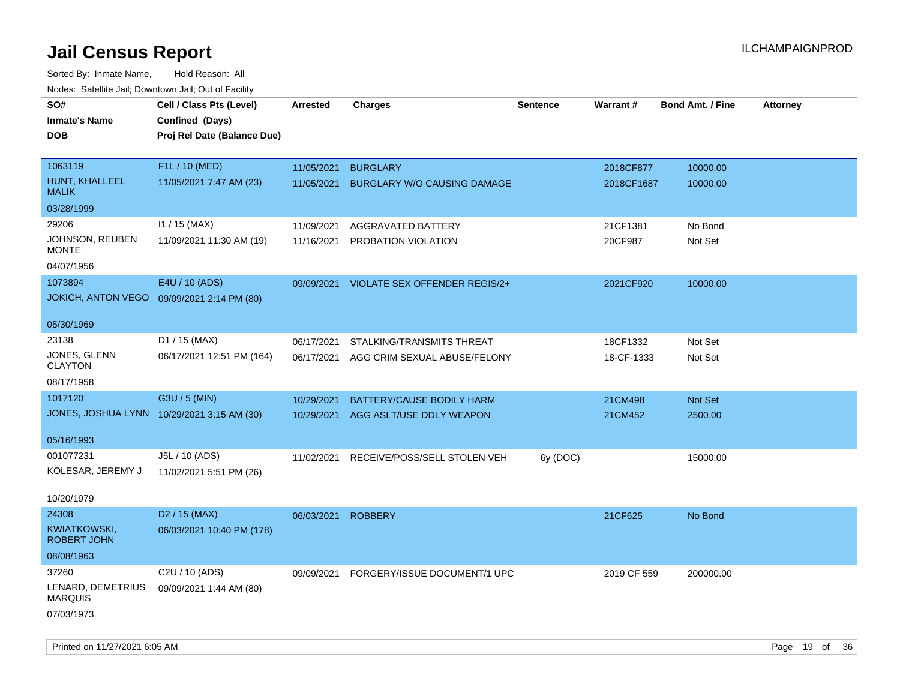# Jail Census Report

ILCHAMPAIGNPROD

Sorted By: Inmate Name, Hold Reason: All

Nodes: Satellite Jail; Downtown Jail; Out of Facility

| SO# / Inmate's Name / DOB | Cell / Class Pts (Level) / Confined (Days) / Proj Rel Date (Balance Due) | Arrested | Charges | Sentence | Warrant # | Bond Amt. / Fine | Attorney |
|---|---|---|---|---|---|---|---|
| 1063119 HUNT, KHALLEEL MALIK 03/28/1999 | F1L / 10 (MED) 11/05/2021 7:47 AM (23) | 11/05/2021 | BURGLARY | | 2018CF877 | 10000.00 | |
| | | 11/05/2021 | BURGLARY W/O CAUSING DAMAGE | | 2018CF1687 | 10000.00 | |
| 29206 JOHNSON, REUBEN MONTE 04/07/1956 | I1 / 15 (MAX) 11/09/2021 11:30 AM (19) | 11/09/2021 | AGGRAVATED BATTERY | | 21CF1381 | No Bond | |
| | | 11/16/2021 | PROBATION VIOLATION | | 20CF987 | Not Set | |
| 1073894 JOKICH, ANTON VEGO 05/30/1969 | E4U / 10 (ADS) 09/09/2021 2:14 PM (80) | 09/09/2021 | VIOLATE SEX OFFENDER REGIS/2+ | | 2021CF920 | 10000.00 | |
| 23138 JONES, GLENN CLAYTON 08/17/1958 | D1 / 15 (MAX) 06/17/2021 12:51 PM (164) | 06/17/2021 | STALKING/TRANSMITS THREAT | | 18CF1332 | Not Set | |
| | | 06/17/2021 | AGG CRIM SEXUAL ABUSE/FELONY | | 18-CF-1333 | Not Set | |
| 1017120 JONES, JOSHUA LYNN 05/16/1993 | G3U / 5 (MIN) 10/29/2021 3:15 AM (30) | 10/29/2021 | BATTERY/CAUSE BODILY HARM | | 21CM498 | Not Set | |
| | | 10/29/2021 | AGG ASLT/USE DDLY WEAPON | | 21CM452 | 2500.00 | |
| 001077231 KOLESAR, JEREMY J 10/20/1979 | J5L / 10 (ADS) 11/02/2021 5:51 PM (26) | 11/02/2021 | RECEIVE/POSS/SELL STOLEN VEH | 6y (DOC) | | 15000.00 | |
| 24308 KWIATKOWSKI, ROBERT JOHN 08/08/1963 | D2 / 15 (MAX) 06/03/2021 10:40 PM (178) | 06/03/2021 | ROBBERY | | 21CF625 | No Bond | |
| 37260 LENARD, DEMETRIUS MARQUIS 07/03/1973 | C2U / 10 (ADS) 09/09/2021 1:44 AM (80) | 09/09/2021 | FORGERY/ISSUE DOCUMENT/1 UPC | | 2019 CF 559 | 200000.00 | |

Printed on 11/27/2021 6:05 AM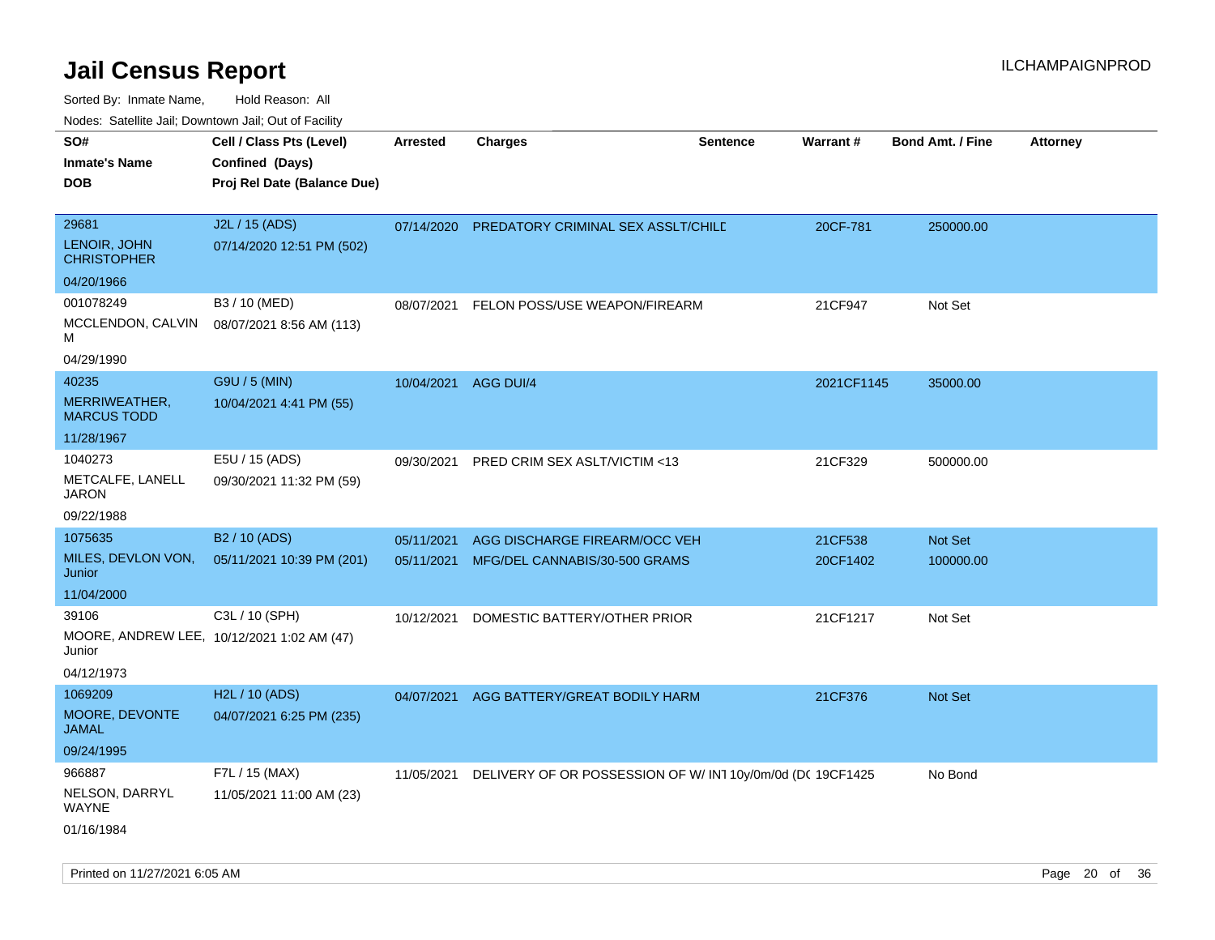# Jail Census Report

ILCHAMPAIGNPROD

Sorted By: Inmate Name, Hold Reason: All

Nodes: Satellite Jail; Downtown Jail; Out of Facility

| SO# / Inmate's Name / DOB | Cell / Class Pts (Level) / Confined (Days) / Proj Rel Date (Balance Due) | Arrested | Charges | Sentence | Warrant # | Bond Amt. / Fine | Attorney |
|---|---|---|---|---|---|---|---|
| 29681<br>LENOIR, JOHN CHRISTOPHER<br>04/20/1966 | J2L / 15 (ADS)<br>07/14/2020 12:51 PM (502) | 07/14/2020 | PREDATORY CRIMINAL SEX ASSLT/CHILD | | 20CF-781 | 250000.00 | |
| 001078249<br>MCCLENDON, CALVIN M<br>04/29/1990 | B3 / 10 (MED)<br>08/07/2021 8:56 AM (113) | 08/07/2021 | FELON POSS/USE WEAPON/FIREARM | | 21CF947 | Not Set | |
| 40235<br>MERRIWEATHER, MARCUS TODD<br>11/28/1967 | G9U / 5 (MIN)<br>10/04/2021 4:41 PM (55) | 10/04/2021 | AGG DUI/4 | | 2021CF1145 | 35000.00 | |
| 1040273<br>METCALFE, LANELL JARON<br>09/22/1988 | E5U / 15 (ADS)<br>09/30/2021 11:32 PM (59) | 09/30/2021 | PRED CRIM SEX ASLT/VICTIM <13 | | 21CF329 | 500000.00 | |
| 1075635<br>MILES, DEVLON VON, Junior<br>11/04/2000 | B2 / 10 (ADS)<br>05/11/2021 10:39 PM (201) | 05/11/2021<br>05/11/2021 | AGG DISCHARGE FIREARM/OCC VEH<br>MFG/DEL CANNABIS/30-500 GRAMS | | 21CF538<br>20CF1402 | Not Set<br>100000.00 | |
| 39106<br>MOORE, ANDREW LEE, Junior<br>04/12/1973 | C3L / 10 (SPH)<br>10/12/2021 1:02 AM (47) | 10/12/2021 | DOMESTIC BATTERY/OTHER PRIOR | | 21CF1217 | Not Set | |
| 1069209<br>MOORE, DEVONTE JAMAL<br>09/24/1995 | H2L / 10 (ADS)<br>04/07/2021 6:25 PM (235) | 04/07/2021 | AGG BATTERY/GREAT BODILY HARM | | 21CF376 | Not Set | |
| 966887<br>NELSON, DARRYL WAYNE<br>01/16/1984 | F7L / 15 (MAX)<br>11/05/2021 11:00 AM (23) | 11/05/2021 | DELIVERY OF OR POSSESSION OF W/ INT | 10y/0m/0d (DC | 19CF1425 | No Bond | |

Printed on 11/27/2021 6:05 AM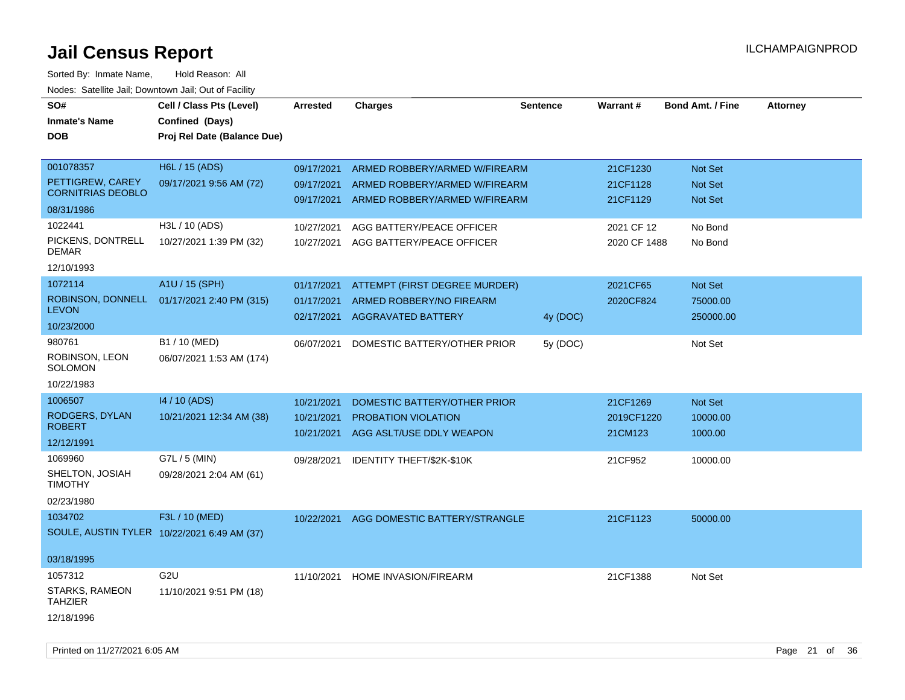# Jail Census Report

ILCHAMPAIGNPROD

Sorted By: Inmate Name, Hold Reason: All

Nodes: Satellite Jail; Downtown Jail; Out of Facility

| SO# / Inmate's Name / DOB | Cell / Class Pts (Level) / Confined (Days) / Proj Rel Date (Balance Due) | Arrested | Charges | Sentence | Warrant # | Bond Amt. / Fine | Attorney |
|---|---|---|---|---|---|---|---|
| 001078357<br>PETTIGREW, CAREY CORNITRIAS DEOBLO<br>08/31/1986 | H6L / 15 (ADS)<br>09/17/2021 9:56 AM (72) | 09/17/2021 | ARMED ROBBERY/ARMED W/FIREARM | | 21CF1230 | Not Set | |
| | | 09/17/2021 | ARMED ROBBERY/ARMED W/FIREARM | | 21CF1128 | Not Set | |
| | | 09/17/2021 | ARMED ROBBERY/ARMED W/FIREARM | | 21CF1129 | Not Set | |
| 1022441<br>PICKENS, DONTRELL DEMAR<br>12/10/1993 | H3L / 10 (ADS)<br>10/27/2021 1:39 PM (32) | 10/27/2021 | AGG BATTERY/PEACE OFFICER | | 2021 CF 12 | No Bond | |
| | | 10/27/2021 | AGG BATTERY/PEACE OFFICER | | 2020 CF 1488 | No Bond | |
| 1072114<br>ROBINSON, DONNELL LEVON<br>10/23/2000 | A1U / 15 (SPH)<br>01/17/2021 2:40 PM (315) | 01/17/2021 | ATTEMPT (FIRST DEGREE MURDER) | | 2021CF65 | Not Set | |
| | | 01/17/2021 | ARMED ROBBERY/NO FIREARM | | 2020CF824 | 75000.00 | |
| | | 02/17/2021 | AGGRAVATED BATTERY | 4y (DOC) | | 250000.00 | |
| 980761<br>ROBINSON, LEON SOLOMON<br>10/22/1983 | B1 / 10 (MED)<br>06/07/2021 1:53 AM (174) | 06/07/2021 | DOMESTIC BATTERY/OTHER PRIOR | 5y (DOC) | | Not Set | |
| 1006507<br>RODGERS, DYLAN ROBERT<br>12/12/1991 | I4 / 10 (ADS)<br>10/21/2021 12:34 AM (38) | 10/21/2021 | DOMESTIC BATTERY/OTHER PRIOR | | 21CF1269 | Not Set | |
| | | 10/21/2021 | PROBATION VIOLATION | | 2019CF1220 | 10000.00 | |
| | | 10/21/2021 | AGG ASLT/USE DDLY WEAPON | | 21CM123 | 1000.00 | |
| 1069960<br>SHELTON, JOSIAH TIMOTHY<br>02/23/1980 | G7L / 5 (MIN)<br>09/28/2021 2:04 AM (61) | 09/28/2021 | IDENTITY THEFT/$2K-$10K | | 21CF952 | 10000.00 | |
| 1034702<br>SOULE, AUSTIN TYLER<br>03/18/1995 | F3L / 10 (MED)<br>10/22/2021 6:49 AM (37) | 10/22/2021 | AGG DOMESTIC BATTERY/STRANGLE | | 21CF1123 | 50000.00 | |
| 1057312<br>STARKS, RAMEON TAHZIER<br>12/18/1996 | G2U<br>11/10/2021 9:51 PM (18) | 11/10/2021 | HOME INVASION/FIREARM | | 21CF1388 | Not Set | |

Printed on 11/27/2021 6:05 AM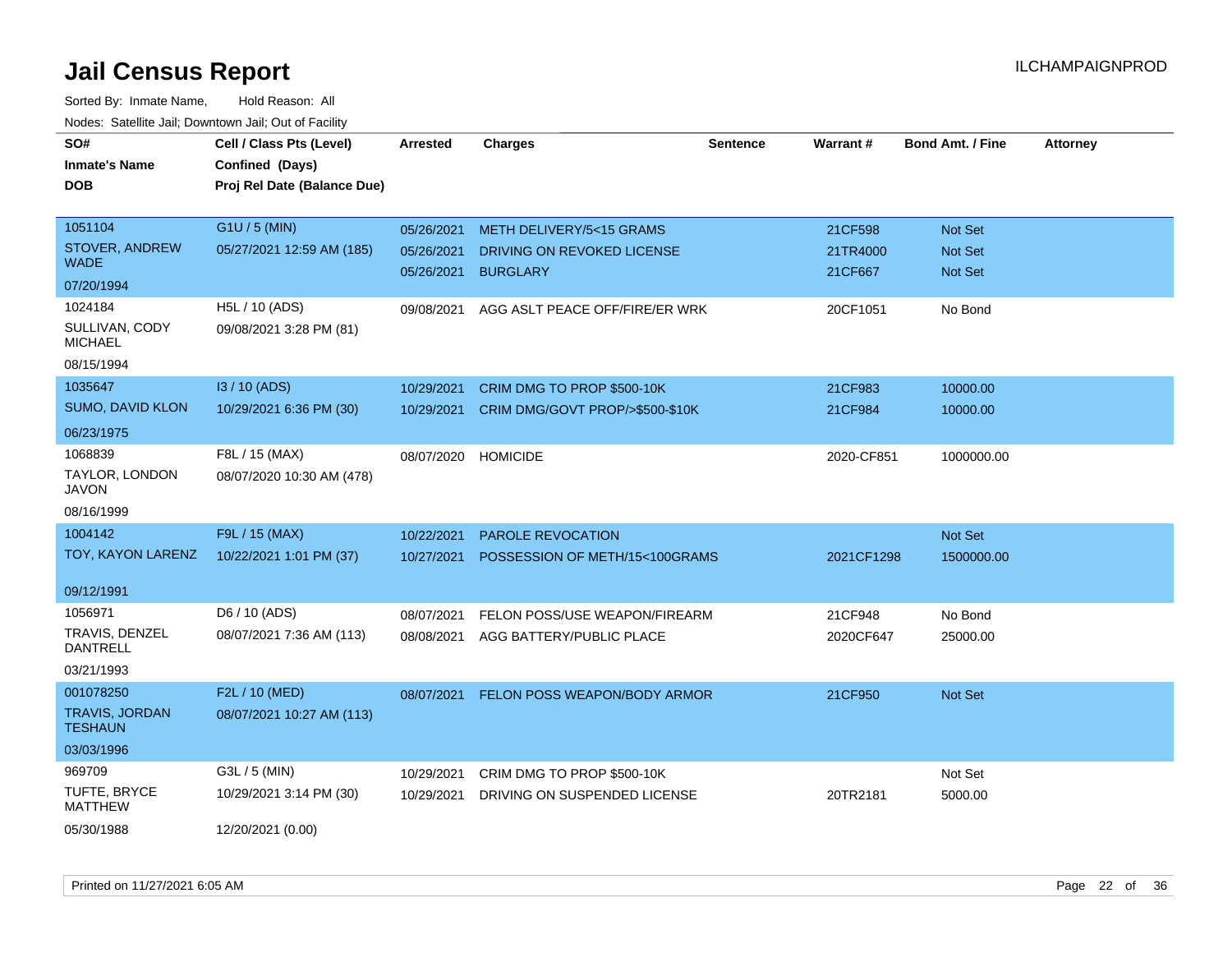# Jail Census Report

ILCHAMPAIGNPROD

Sorted By: Inmate Name, Hold Reason: All

Nodes: Satellite Jail; Downtown Jail; Out of Facility

| SO# / Inmate's Name / DOB | Cell / Class Pts (Level) / Confined (Days) / Proj Rel Date (Balance Due) | Arrested | Charges | Sentence | Warrant # | Bond Amt. / Fine | Attorney |
|---|---|---|---|---|---|---|---|
| 1051104<br>STOVER, ANDREW WADE<br>07/20/1994 | G1U / 5 (MIN)<br>05/27/2021 12:59 AM (185) | 05/26/2021<br>05/26/2021<br>05/26/2021 | METH DELIVERY/5<15 GRAMS<br>DRIVING ON REVOKED LICENSE<br>BURGLARY | | 21CF598<br>21TR4000<br>21CF667 | Not Set<br>Not Set<br>Not Set | |
| 1024184<br>SULLIVAN, CODY MICHAEL<br>08/15/1994 | H5L / 10 (ADS)<br>09/08/2021 3:28 PM (81) | 09/08/2021 | AGG ASLT PEACE OFF/FIRE/ER WRK | | 20CF1051 | No Bond | |
| 1035647<br>SUMO, DAVID KLON<br>06/23/1975 | I3 / 10 (ADS)<br>10/29/2021 6:36 PM (30) | 10/29/2021<br>10/29/2021 | CRIM DMG TO PROP $500-10K<br>CRIM DMG/GOVT PROP/>$500-$10K | | 21CF983<br>21CF984 | 10000.00<br>10000.00 | |
| 1068839<br>TAYLOR, LONDON JAVON<br>08/16/1999 | F8L / 15 (MAX)<br>08/07/2020 10:30 AM (478) | 08/07/2020 | HOMICIDE | | 2020-CF851 | 1000000.00 | |
| 1004142<br>TOY, KAYON LARENZ<br>09/12/1991 | F9L / 15 (MAX)<br>10/22/2021 1:01 PM (37) | 10/22/2021<br>10/27/2021 | PAROLE REVOCATION<br>POSSESSION OF METH/15<100GRAMS | | <br>2021CF1298 | Not Set<br>1500000.00 | |
| 1056971<br>TRAVIS, DENZEL DANTRELL<br>03/21/1993 | D6 / 10 (ADS)<br>08/07/2021 7:36 AM (113) | 08/07/2021<br>08/08/2021 | FELON POSS/USE WEAPON/FIREARM<br>AGG BATTERY/PUBLIC PLACE | | 21CF948<br>2020CF647 | No Bond<br>25000.00 | |
| 001078250<br>TRAVIS, JORDAN TESHAUN<br>03/03/1996 | F2L / 10 (MED)<br>08/07/2021 10:27 AM (113) | 08/07/2021 | FELON POSS WEAPON/BODY ARMOR | | 21CF950 | Not Set | |
| 969709<br>TUFTE, BRYCE MATTHEW<br>05/30/1988 | G3L / 5 (MIN)<br>10/29/2021 3:14 PM (30)<br>12/20/2021 (0.00) | 10/29/2021<br>10/29/2021 | CRIM DMG TO PROP $500-10K<br>DRIVING ON SUSPENDED LICENSE | | <br>20TR2181 | Not Set<br>5000.00 | |

Printed on 11/27/2021 6:05 AM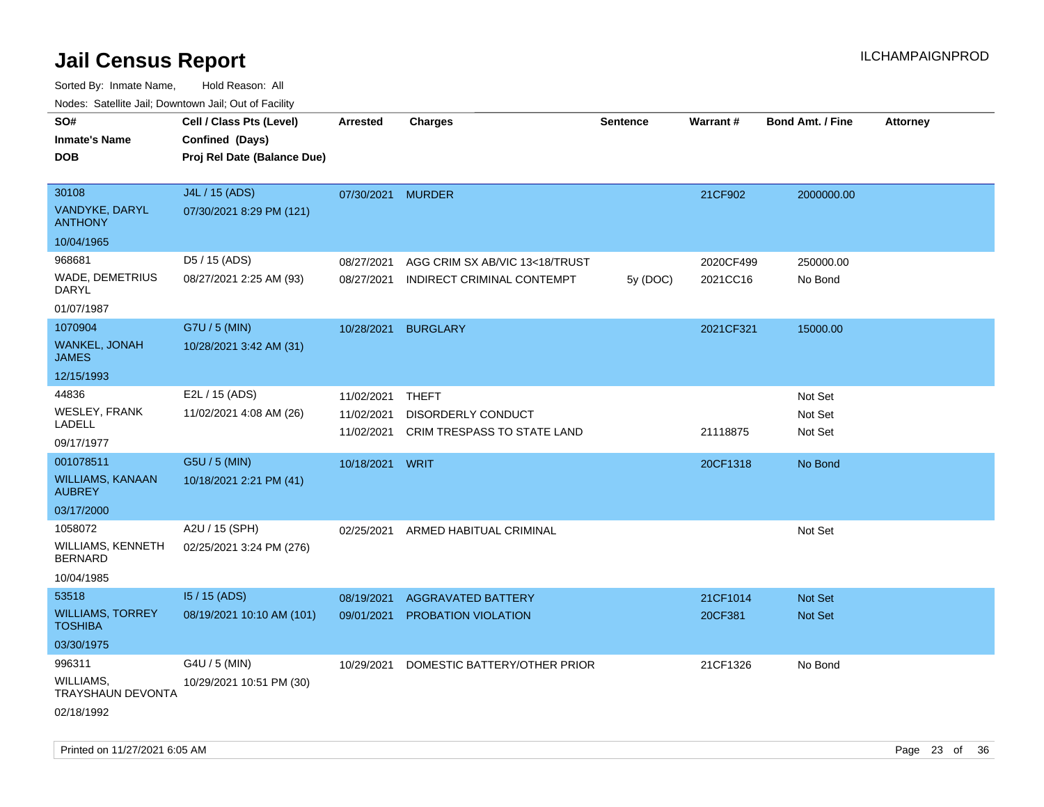# Jail Census Report

Sorted By: Inmate Name, Hold Reason: All

Nodes: Satellite Jail; Downtown Jail; Out of Facility

| SO# / Inmate's Name / DOB | Cell / Class Pts (Level) / Confined (Days) / Proj Rel Date (Balance Due) | Arrested | Charges | Sentence | Warrant # | Bond Amt. / Fine | Attorney |
|---|---|---|---|---|---|---|---|
| 30108<br>VANDYKE, DARYL ANTHONY<br>10/04/1965 | J4L / 15 (ADS)<br>07/30/2021 8:29 PM (121) | 07/30/2021 | MURDER | | 21CF902 | 2000000.00 | |
| 968681<br>WADE, DEMETRIUS DARYL<br>01/07/1987 | D5 / 15 (ADS)<br>08/27/2021 2:25 AM (93) | 08/27/2021 | AGG CRIM SX AB/VIC 13<18/TRUST | | 2020CF499 | 250000.00 | |
| | | 08/27/2021 | INDIRECT CRIMINAL CONTEMPT | 5y (DOC) | 2021CC16 | No Bond | |
| 1070904<br>WANKEL, JONAH JAMES<br>12/15/1993 | G7U / 5 (MIN)<br>10/28/2021 3:42 AM (31) | 10/28/2021 | BURGLARY | | 2021CF321 | 15000.00 | |
| 44836<br>WESLEY, FRANK LADELL<br>09/17/1977 | E2L / 15 (ADS)<br>11/02/2021 4:08 AM (26) | 11/02/2021 | THEFT | | | Not Set | |
| | | 11/02/2021 | DISORDERLY CONDUCT | | | Not Set | |
| | | 11/02/2021 | CRIM TRESPASS TO STATE LAND | | 21118875 | Not Set | |
| 001078511<br>WILLIAMS, KANAAN AUBREY<br>03/17/2000 | G5U / 5 (MIN)<br>10/18/2021 2:21 PM (41) | 10/18/2021 | WRIT | | 20CF1318 | No Bond | |
| 1058072<br>WILLIAMS, KENNETH BERNARD<br>10/04/1985 | A2U / 15 (SPH)<br>02/25/2021 3:24 PM (276) | 02/25/2021 | ARMED HABITUAL CRIMINAL | | | Not Set | |
| 53518<br>WILLIAMS, TORREY TOSHIBA<br>03/30/1975 | I5 / 15 (ADS)<br>08/19/2021 10:10 AM (101) | 08/19/2021 | AGGRAVATED BATTERY | | 21CF1014 | Not Set | |
| | | 09/01/2021 | PROBATION VIOLATION | | 20CF381 | Not Set | |
| 996311<br>WILLIAMS, TRAYSHAUN DEVONTA<br>02/18/1992 | G4U / 5 (MIN)<br>10/29/2021 10:51 PM (30) | 10/29/2021 | DOMESTIC BATTERY/OTHER PRIOR | | 21CF1326 | No Bond | |

Printed on 11/27/2021 6:05 AM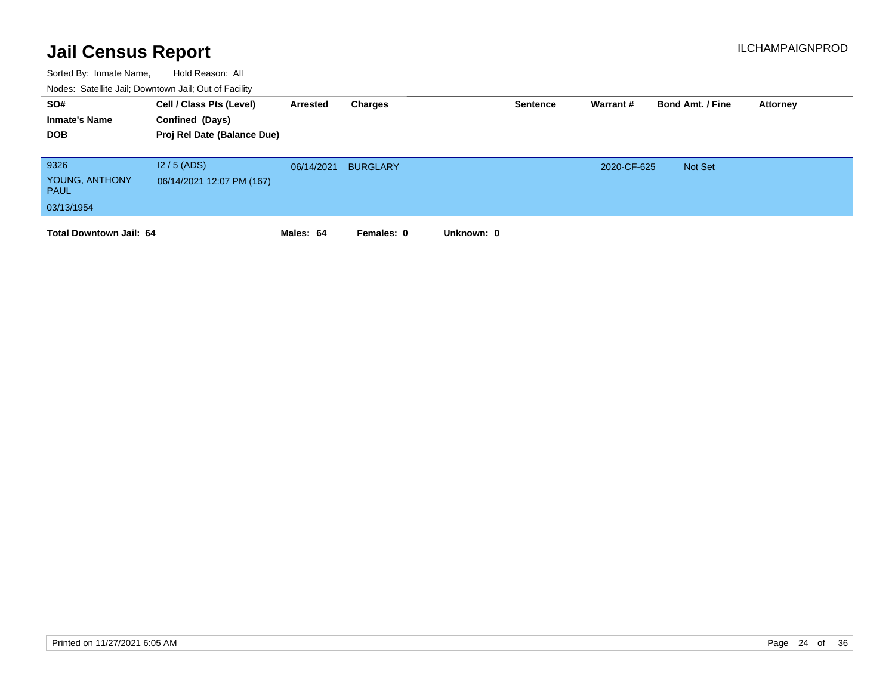# Jail Census Report

Sorted By: Inmate Name, Hold Reason: All

Nodes: Satellite Jail; Downtown Jail; Out of Facility

| SO# / Inmate's Name / DOB | Cell / Class Pts (Level) / Confined (Days) / Proj Rel Date (Balance Due) | Arrested | Charges | Sentence | Warrant # | Bond Amt. / Fine | Attorney |
|---|---|---|---|---|---|---|---|
| 9326 YOUNG, ANTHONY PAUL 03/13/1954 | I2 / 5 (ADS) 06/14/2021 12:07 PM (167) | 06/14/2021 | BURGLARY | | 2020-CF-625 | Not Set | |

**Total Downtown Jail: 64** **Males: 64** **Females: 0** **Unknown: 0**

Printed on 11/27/2021 6:05 AM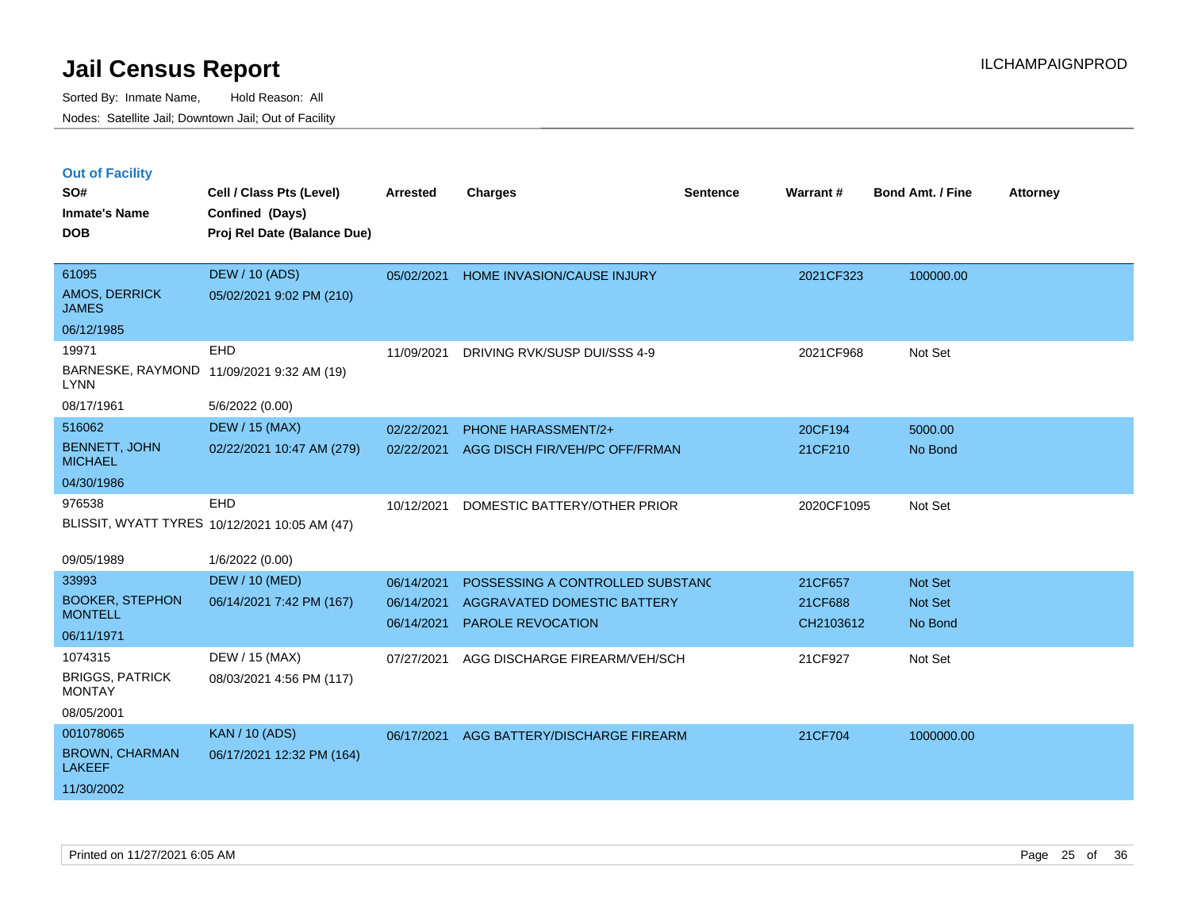# Jail Census Report

Sorted By: Inmate Name, Hold Reason: All

Nodes: Satellite Jail; Downtown Jail; Out of Facility

ILCHAMPAIGNPROD

## Out of Facility

| SO# / Inmate's Name / DOB | Cell / Class Pts (Level) / Confined (Days) / Proj Rel Date (Balance Due) | Arrested | Charges | Sentence | Warrant # | Bond Amt. / Fine | Attorney |
|---|---|---|---|---|---|---|---|
| 61095<br>AMOS, DERRICK JAMES<br>06/12/1985 | DEW / 10 (ADS)<br>05/02/2021 9:02 PM (210) | 05/02/2021 | HOME INVASION/CAUSE INJURY | | 2021CF323 | 100000.00 | |
| 19971<br>BARNESKE, RAYMOND LYNN<br>08/17/1961 | EHD<br>11/09/2021 9:32 AM (19)<br>5/6/2022 (0.00) | 11/09/2021 | DRIVING RVK/SUSP DUI/SSS 4-9 | | 2021CF968 | Not Set | |
| 516062<br>BENNETT, JOHN MICHAEL<br>04/30/1986 | DEW / 15 (MAX)<br>02/22/2021 10:47 AM (279) | 02/22/2021<br>02/22/2021 | PHONE HARASSMENT/2+<br>AGG DISCH FIR/VEH/PC OFF/FRMAN | | 20CF194<br>21CF210 | 5000.00<br>No Bond | |
| 976538<br>BLISSIT, WYATT TYRES<br>09/05/1989 | EHD<br>10/12/2021 10:05 AM (47)<br>1/6/2022 (0.00) | 10/12/2021 | DOMESTIC BATTERY/OTHER PRIOR | | 2020CF1095 | Not Set | |
| 33993<br>BOOKER, STEPHON MONTELL<br>06/11/1971 | DEW / 10 (MED)<br>06/14/2021 7:42 PM (167) | 06/14/2021<br>06/14/2021<br>06/14/2021 | POSSESSING A CONTROLLED SUBSTANC<br>AGGRAVATED DOMESTIC BATTERY<br>PAROLE REVOCATION | | 21CF657<br>21CF688<br>CH2103612 | Not Set<br>Not Set<br>No Bond | |
| 1074315<br>BRIGGS, PATRICK MONTAY<br>08/05/2001 | DEW / 15 (MAX)<br>08/03/2021 4:56 PM (117) | 07/27/2021 | AGG DISCHARGE FIREARM/VEH/SCH | | 21CF927 | Not Set | |
| 001078065<br>BROWN, CHARMAN LAKEEF<br>11/30/2002 | KAN / 10 (ADS)<br>06/17/2021 12:32 PM (164) | 06/17/2021 | AGG BATTERY/DISCHARGE FIREARM | | 21CF704 | 1000000.00 | |

Printed on 11/27/2021 6:05 AM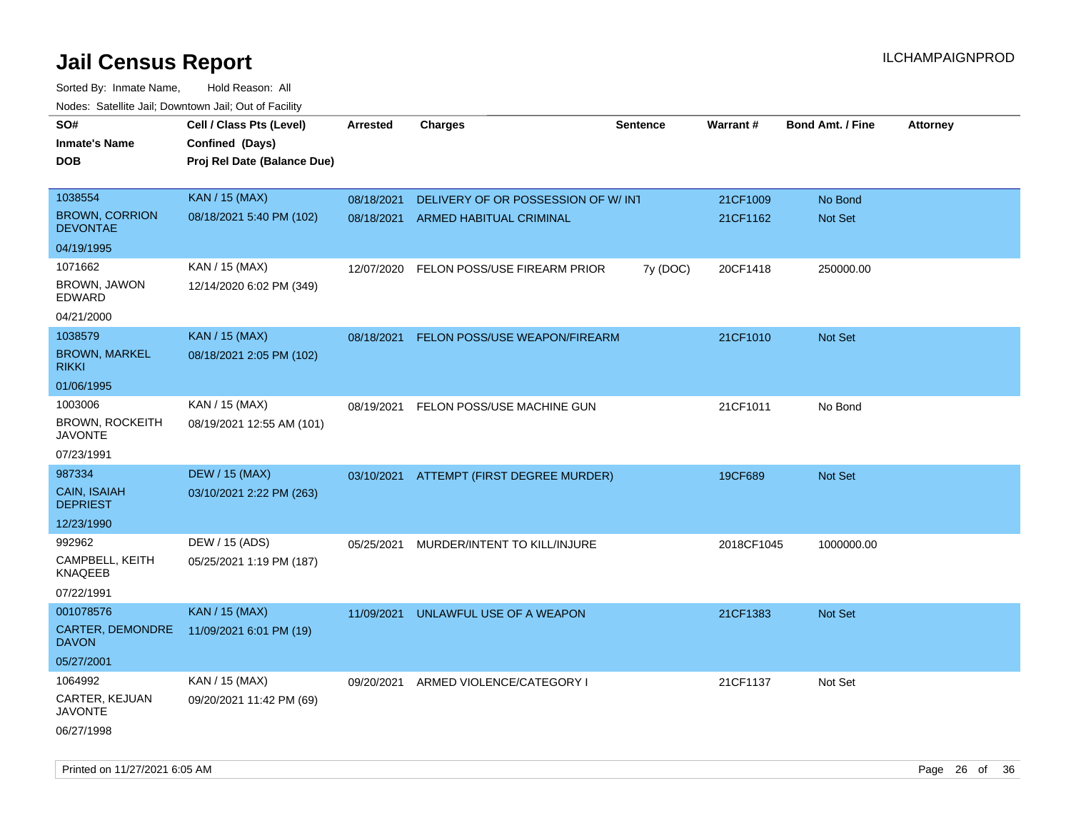# Jail Census Report

Sorted By: Inmate Name, Hold Reason: All

Nodes: Satellite Jail; Downtown Jail; Out of Facility

| SO# / Inmate's Name / DOB | Cell / Class Pts (Level) / Confined (Days) / Proj Rel Date (Balance Due) | Arrested | Charges | Sentence | Warrant # | Bond Amt. / Fine | Attorney |
|---|---|---|---|---|---|---|---|
| 1038554<br>BROWN, CORRION DEVONTAE<br>04/19/1995 | KAN / 15 (MAX)<br>08/18/2021 5:40 PM (102) | 08/18/2021<br>08/18/2021 | DELIVERY OF OR POSSESSION OF W/ INT<br>ARMED HABITUAL CRIMINAL | | 21CF1009<br>21CF1162 | No Bond<br>Not Set | |
| 1071662<br>BROWN, JAWON EDWARD<br>04/21/2000 | KAN / 15 (MAX)<br>12/14/2020 6:02 PM (349) | 12/07/2020 | FELON POSS/USE FIREARM PRIOR | 7y (DOC) | 20CF1418 | 250000.00 | |
| 1038579<br>BROWN, MARKEL RIKKI<br>01/06/1995 | KAN / 15 (MAX)<br>08/18/2021 2:05 PM (102) | 08/18/2021 | FELON POSS/USE WEAPON/FIREARM | | 21CF1010 | Not Set | |
| 1003006<br>BROWN, ROCKEITH JAVONTE<br>07/23/1991 | KAN / 15 (MAX)<br>08/19/2021 12:55 AM (101) | 08/19/2021 | FELON POSS/USE MACHINE GUN | | 21CF1011 | No Bond | |
| 987334<br>CAIN, ISAIAH DEPRIEST<br>12/23/1990 | DEW / 15 (MAX)<br>03/10/2021 2:22 PM (263) | 03/10/2021 | ATTEMPT (FIRST DEGREE MURDER) | | 19CF689 | Not Set | |
| 992962<br>CAMPBELL, KEITH KNAQEEB<br>07/22/1991 | DEW / 15 (ADS)<br>05/25/2021 1:19 PM (187) | 05/25/2021 | MURDER/INTENT TO KILL/INJURE | | 2018CF1045 | 1000000.00 | |
| 001078576<br>CARTER, DEMONDRE DAVON<br>05/27/2001 | KAN / 15 (MAX)<br>11/09/2021 6:01 PM (19) | 11/09/2021 | UNLAWFUL USE OF A WEAPON | | 21CF1383 | Not Set | |
| 1064992<br>CARTER, KEJUAN JAVONTE<br>06/27/1998 | KAN / 15 (MAX)<br>09/20/2021 11:42 PM (69) | 09/20/2021 | ARMED VIOLENCE/CATEGORY I | | 21CF1137 | Not Set | |

Printed on 11/27/2021 6:05 AM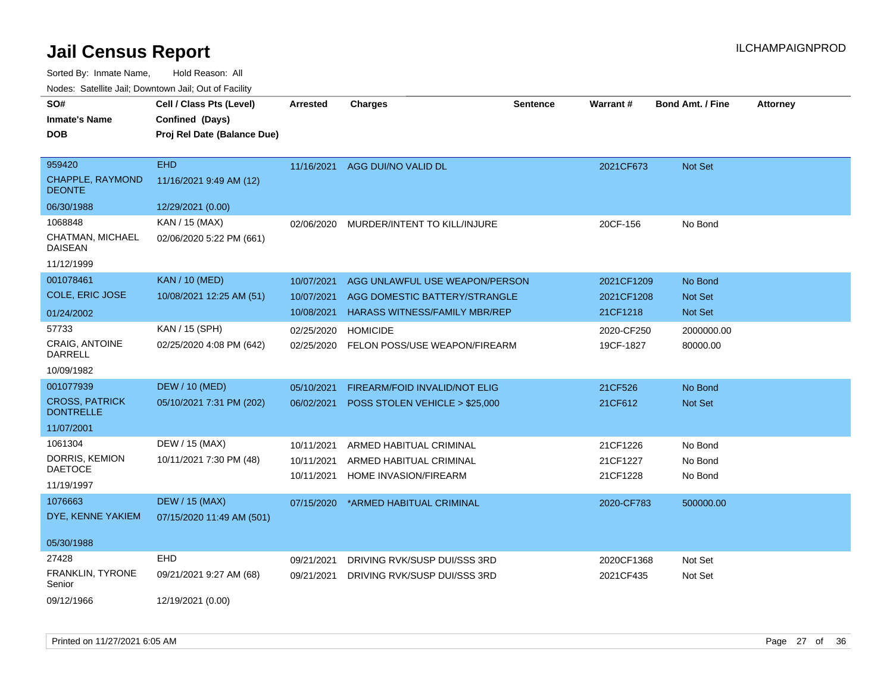# Jail Census Report

ILCHAMPAIGNPROD

Sorted By: Inmate Name, Hold Reason: All

Nodes: Satellite Jail; Downtown Jail; Out of Facility

| SO# / Inmate's Name / DOB | Cell / Class Pts (Level) / Confined (Days) / Proj Rel Date (Balance Due) | Arrested | Charges | Sentence | Warrant # | Bond Amt. / Fine | Attorney |
|---|---|---|---|---|---|---|---|
| 959420<br>CHAPPLE, RAYMOND DEONTE<br>06/30/1988 | EHD<br>11/16/2021 9:49 AM (12)<br>12/29/2021 (0.00) | 11/16/2021 | AGG DUI/NO VALID DL | | 2021CF673 | Not Set | |
| 1068848<br>CHATMAN, MICHAEL DAISEAN<br>11/12/1999 | KAN / 15 (MAX)<br>02/06/2020 5:22 PM (661) | 02/06/2020 | MURDER/INTENT TO KILL/INJURE | | 20CF-156 | No Bond | |
| 001078461<br>COLE, ERIC JOSE<br>01/24/2002 | KAN / 10 (MED)<br>10/08/2021 12:25 AM (51) | 10/07/2021<br>10/07/2021<br>10/08/2021 | AGG UNLAWFUL USE WEAPON/PERSON<br>AGG DOMESTIC BATTERY/STRANGLE<br>HARASS WITNESS/FAMILY MBR/REP | | 2021CF1209<br>2021CF1208<br>21CF1218 | No Bond<br>Not Set<br>Not Set | |
| 57733<br>CRAIG, ANTOINE DARRELL<br>10/09/1982 | KAN / 15 (SPH)<br>02/25/2020 4:08 PM (642) | 02/25/2020<br>02/25/2020 | HOMICIDE<br>FELON POSS/USE WEAPON/FIREARM | | 2020-CF250<br>19CF-1827 | 2000000.00<br>80000.00 | |
| 001077939<br>CROSS, PATRICK DONTRELLE<br>11/07/2001 | DEW / 10 (MED)<br>05/10/2021 7:31 PM (202) | 05/10/2021<br>06/02/2021 | FIREARM/FOID INVALID/NOT ELIG<br>POSS STOLEN VEHICLE > $25,000 | | 21CF526<br>21CF612 | No Bond<br>Not Set | |
| 1061304<br>DORRIS, KEMION DAETOCE<br>11/19/1997 | DEW / 15 (MAX)<br>10/11/2021 7:30 PM (48) | 10/11/2021<br>10/11/2021<br>10/11/2021 | ARMED HABITUAL CRIMINAL<br>ARMED HABITUAL CRIMINAL<br>HOME INVASION/FIREARM | | 21CF1226<br>21CF1227<br>21CF1228 | No Bond<br>No Bond<br>No Bond | |
| 1076663<br>DYE, KENNE YAKIEM<br>05/30/1988 | DEW / 15 (MAX)<br>07/15/2020 11:49 AM (501) | 07/15/2020 | *ARMED HABITUAL CRIMINAL | | 2020-CF783 | 500000.00 | |
| 27428<br>FRANKLIN, TYRONE Senior<br>09/12/1966 | EHD<br>09/21/2021 9:27 AM (68)<br>12/19/2021 (0.00) | 09/21/2021<br>09/21/2021 | DRIVING RVK/SUSP DUI/SSS 3RD<br>DRIVING RVK/SUSP DUI/SSS 3RD | | 2020CF1368<br>2021CF435 | Not Set<br>Not Set | |

Printed on 11/27/2021 6:05 AM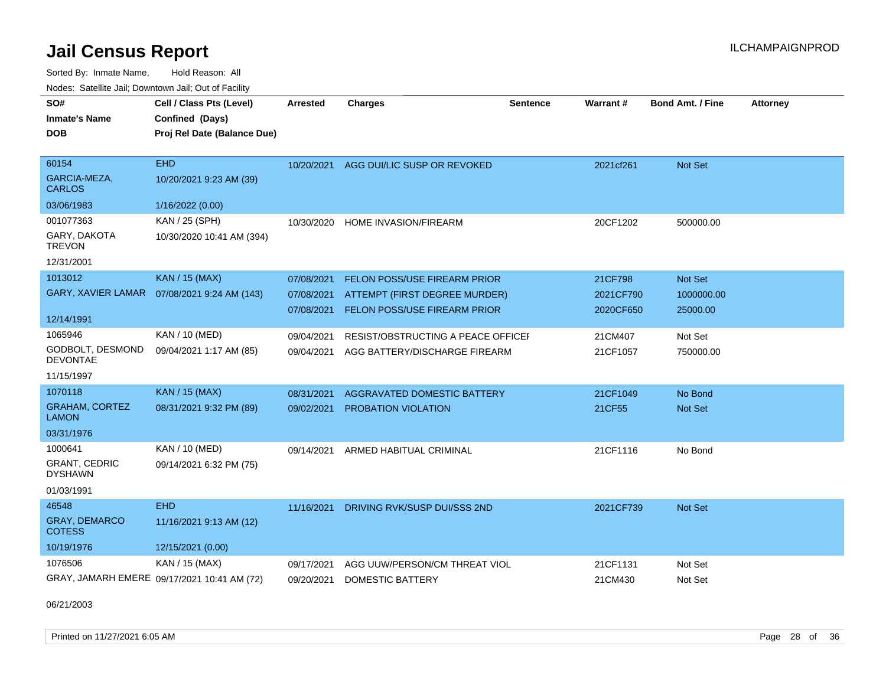# Jail Census Report

Sorted By: Inmate Name, Hold Reason: All

Nodes: Satellite Jail; Downtown Jail; Out of Facility

| SO# / Inmate's Name / DOB | Cell / Class Pts (Level) / Confined (Days) / Proj Rel Date (Balance Due) | Arrested | Charges | Sentence | Warrant # | Bond Amt. / Fine | Attorney |
|---|---|---|---|---|---|---|---|
| 60154<br>GARCIA-MEZA, CARLOS<br>03/06/1983 | EHD<br>10/20/2021 9:23 AM (39)<br>1/16/2022 (0.00) | 10/20/2021 | AGG DUI/LIC SUSP OR REVOKED | | 2021cf261 | Not Set | |
| 001077363<br>GARY, DAKOTA TREVON<br>12/31/2001 | KAN / 25 (SPH)<br>10/30/2020 10:41 AM (394) | 10/30/2020 | HOME INVASION/FIREARM | | 20CF1202 | 500000.00 | |
| 1013012<br>GARY, XAVIER LAMAR<br>12/14/1991 | KAN / 15 (MAX)<br>07/08/2021 9:24 AM (143) | 07/08/2021 | FELON POSS/USE FIREARM PRIOR | | 21CF798 | Not Set | |
| | | 07/08/2021 | ATTEMPT (FIRST DEGREE MURDER) | | 2021CF790 | 1000000.00 | |
| | | 07/08/2021 | FELON POSS/USE FIREARM PRIOR | | 2020CF650 | 25000.00 | |
| 1065946<br>GODBOLT, DESMOND DEVONTAE<br>11/15/1997 | KAN / 10 (MED)<br>09/04/2021 1:17 AM (85) | 09/04/2021 | RESIST/OBSTRUCTING A PEACE OFFICEI | | 21CM407 | Not Set | |
| | | 09/04/2021 | AGG BATTERY/DISCHARGE FIREARM | | 21CF1057 | 750000.00 | |
| 1070118<br>GRAHAM, CORTEZ LAMON<br>03/31/1976 | KAN / 15 (MAX)<br>08/31/2021 9:32 PM (89) | 08/31/2021 | AGGRAVATED DOMESTIC BATTERY | | 21CF1049 | No Bond | |
| | | 09/02/2021 | PROBATION VIOLATION | | 21CF55 | Not Set | |
| 1000641<br>GRANT, CEDRIC DYSHAWN<br>01/03/1991 | KAN / 10 (MED)<br>09/14/2021 6:32 PM (75) | 09/14/2021 | ARMED HABITUAL CRIMINAL | | 21CF1116 | No Bond | |
| 46548<br>GRAY, DEMARCO COTESS<br>10/19/1976 | EHD<br>11/16/2021 9:13 AM (12)<br>12/15/2021 (0.00) | 11/16/2021 | DRIVING RVK/SUSP DUI/SSS 2ND | | 2021CF739 | Not Set | |
| 1076506<br>GRAY, JAMARH EMERE<br>06/21/2003 | KAN / 15 (MAX)<br>09/17/2021 10:41 AM (72) | 09/17/2021 | AGG UUW/PERSON/CM THREAT VIOL | | 21CF1131 | Not Set | |
| | | 09/20/2021 | DOMESTIC BATTERY | | 21CM430 | Not Set | |

Printed on 11/27/2021 6:05 AM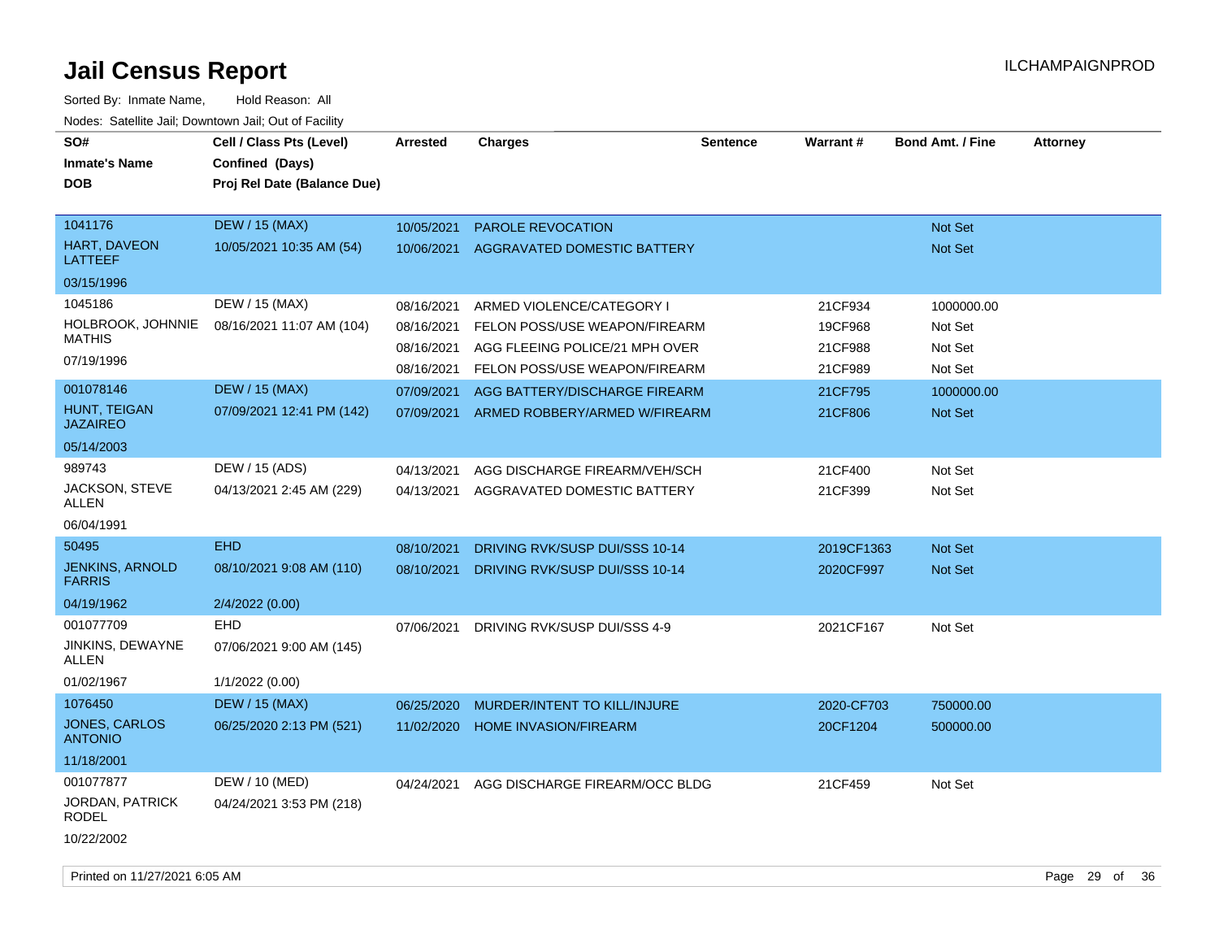# Jail Census Report

Sorted By: Inmate Name, Hold Reason: All

Nodes: Satellite Jail; Downtown Jail; Out of Facility

| SO# / Inmate's Name / DOB | Cell / Class Pts (Level) / Confined (Days) / Proj Rel Date (Balance Due) | Arrested | Charges | Sentence | Warrant # | Bond Amt. / Fine | Attorney |
|---|---|---|---|---|---|---|---|
| 1041176<br>HART, DAVEON LATTEEF<br>03/15/1996 | DEW / 15 (MAX)<br>10/05/2021 10:35 AM (54) | 10/05/2021 | PAROLE REVOCATION | | | Not Set | |
| | | 10/06/2021 | AGGRAVATED DOMESTIC BATTERY | | | Not Set | |
| 1045186<br>HOLBROOK, JOHNNIE MATHIS<br>07/19/1996 | DEW / 15 (MAX)<br>08/16/2021 11:07 AM (104) | 08/16/2021 | ARMED VIOLENCE/CATEGORY I | | 21CF934 | 1000000.00 | |
| | | 08/16/2021 | FELON POSS/USE WEAPON/FIREARM | | 19CF968 | Not Set | |
| | | 08/16/2021 | AGG FLEEING POLICE/21 MPH OVER | | 21CF988 | Not Set | |
| | | 08/16/2021 | FELON POSS/USE WEAPON/FIREARM | | 21CF989 | Not Set | |
| 001078146<br>HUNT, TEIGAN JAZAIREO<br>05/14/2003 | DEW / 15 (MAX)<br>07/09/2021 12:41 PM (142) | 07/09/2021 | AGG BATTERY/DISCHARGE FIREARM | | 21CF795 | 1000000.00 | |
| | | 07/09/2021 | ARMED ROBBERY/ARMED W/FIREARM | | 21CF806 | Not Set | |
| 989743<br>JACKSON, STEVE ALLEN<br>06/04/1991 | DEW / 15 (ADS)<br>04/13/2021 2:45 AM (229) | 04/13/2021 | AGG DISCHARGE FIREARM/VEH/SCH | | 21CF400 | Not Set | |
| | | 04/13/2021 | AGGRAVATED DOMESTIC BATTERY | | 21CF399 | Not Set | |
| 50495<br>JENKINS, ARNOLD FARRIS<br>04/19/1962 | EHD<br>08/10/2021 9:08 AM (110)<br>2/4/2022 (0.00) | 08/10/2021 | DRIVING RVK/SUSP DUI/SSS 10-14 | | 2019CF1363 | Not Set | |
| | | 08/10/2021 | DRIVING RVK/SUSP DUI/SSS 10-14 | | 2020CF997 | Not Set | |
| 001077709<br>JINKINS, DEWAYNE ALLEN<br>01/02/1967 | EHD<br>07/06/2021 9:00 AM (145)<br>1/1/2022 (0.00) | 07/06/2021 | DRIVING RVK/SUSP DUI/SSS 4-9 | | 2021CF167 | Not Set | |
| 1076450<br>JONES, CARLOS ANTONIO<br>11/18/2001 | DEW / 15 (MAX)<br>06/25/2020 2:13 PM (521) | 06/25/2020 | MURDER/INTENT TO KILL/INJURE | | 2020-CF703 | 750000.00 | |
| | | 11/02/2020 | HOME INVASION/FIREARM | | 20CF1204 | 500000.00 | |
| 001077877<br>JORDAN, PATRICK RODEL<br>10/22/2002 | DEW / 10 (MED)<br>04/24/2021 3:53 PM (218) | 04/24/2021 | AGG DISCHARGE FIREARM/OCC BLDG | | 21CF459 | Not Set | |

Printed on 11/27/2021 6:05 AM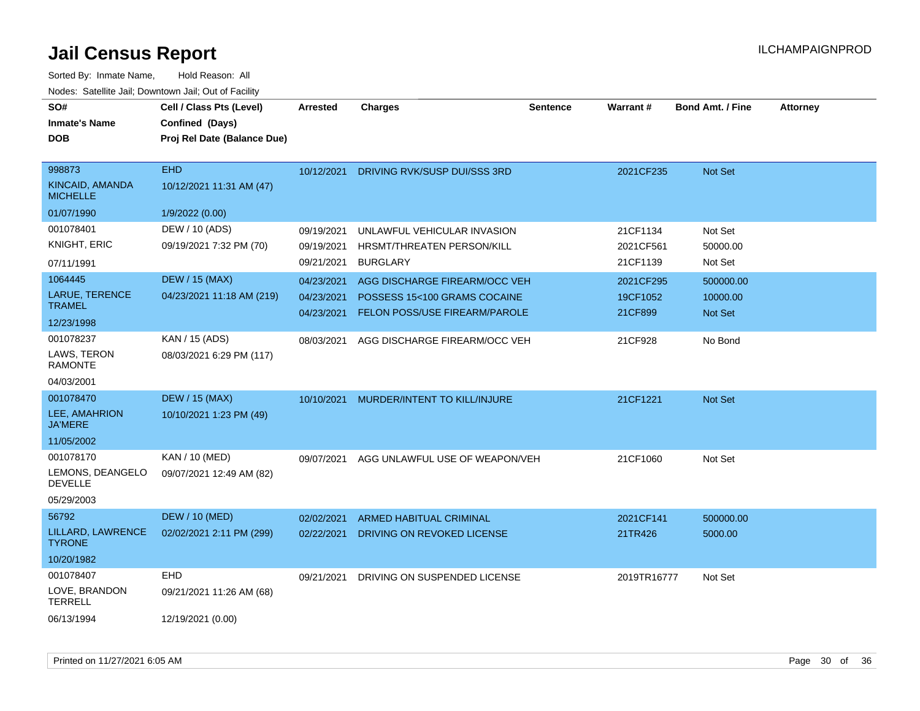# Jail Census Report

Sorted By: Inmate Name, Hold Reason: All

Nodes: Satellite Jail; Downtown Jail; Out of Facility

| SO# / Inmate's Name / DOB | Cell / Class Pts (Level) / Confined (Days) / Proj Rel Date (Balance Due) | Arrested | Charges | Sentence | Warrant # | Bond Amt. / Fine | Attorney |
|---|---|---|---|---|---|---|---|
| 998873<br>KINCAID, AMANDA MICHELLE<br>01/07/1990 | EHD<br>10/12/2021 11:31 AM (47)<br>1/9/2022 (0.00) | 10/12/2021 | DRIVING RVK/SUSP DUI/SSS 3RD | | 2021CF235 | Not Set | |
| 001078401<br>KNIGHT, ERIC<br>07/11/1991 | DEW / 10 (ADS)<br>09/19/2021 7:32 PM (70) | 09/19/2021<br>09/19/2021<br>09/21/2021 | UNLAWFUL VEHICULAR INVASION<br>HRSMT/THREATEN PERSON/KILL<br>BURGLARY | | 21CF1134<br>2021CF561<br>21CF1139 | Not Set<br>50000.00<br>Not Set | |
| 1064445<br>LARUE, TERENCE TRAMEL<br>12/23/1998 | DEW / 15 (MAX)<br>04/23/2021 11:18 AM (219) | 04/23/2021<br>04/23/2021<br>04/23/2021 | AGG DISCHARGE FIREARM/OCC VEH<br>POSSESS 15<100 GRAMS COCAINE<br>FELON POSS/USE FIREARM/PAROLE | | 2021CF295<br>19CF1052<br>21CF899 | 500000.00<br>10000.00<br>Not Set | |
| 001078237<br>LAWS, TERON RAMONTE<br>04/03/2001 | KAN / 15 (ADS)<br>08/03/2021 6:29 PM (117) | 08/03/2021 | AGG DISCHARGE FIREARM/OCC VEH | | 21CF928 | No Bond | |
| 001078470<br>LEE, AMAHRION JA'MERE<br>11/05/2002 | DEW / 15 (MAX)<br>10/10/2021 1:23 PM (49) | 10/10/2021 | MURDER/INTENT TO KILL/INJURE | | 21CF1221 | Not Set | |
| 001078170<br>LEMONS, DEANGELO DEVELLE<br>05/29/2003 | KAN / 10 (MED)<br>09/07/2021 12:49 AM (82) | 09/07/2021 | AGG UNLAWFUL USE OF WEAPON/VEH | | 21CF1060 | Not Set | |
| 56792<br>LILLARD, LAWRENCE TYRONE<br>10/20/1982 | DEW / 10 (MED)<br>02/02/2021 2:11 PM (299) | 02/02/2021<br>02/22/2021 | ARMED HABITUAL CRIMINAL<br>DRIVING ON REVOKED LICENSE | | 2021CF141<br>21TR426 | 500000.00<br>5000.00 | |
| 001078407<br>LOVE, BRANDON TERRELL<br>06/13/1994 | EHD<br>09/21/2021 11:26 AM (68)<br>12/19/2021 (0.00) | 09/21/2021 | DRIVING ON SUSPENDED LICENSE | | 2019TR16777 | Not Set | |

Printed on 11/27/2021 6:05 AM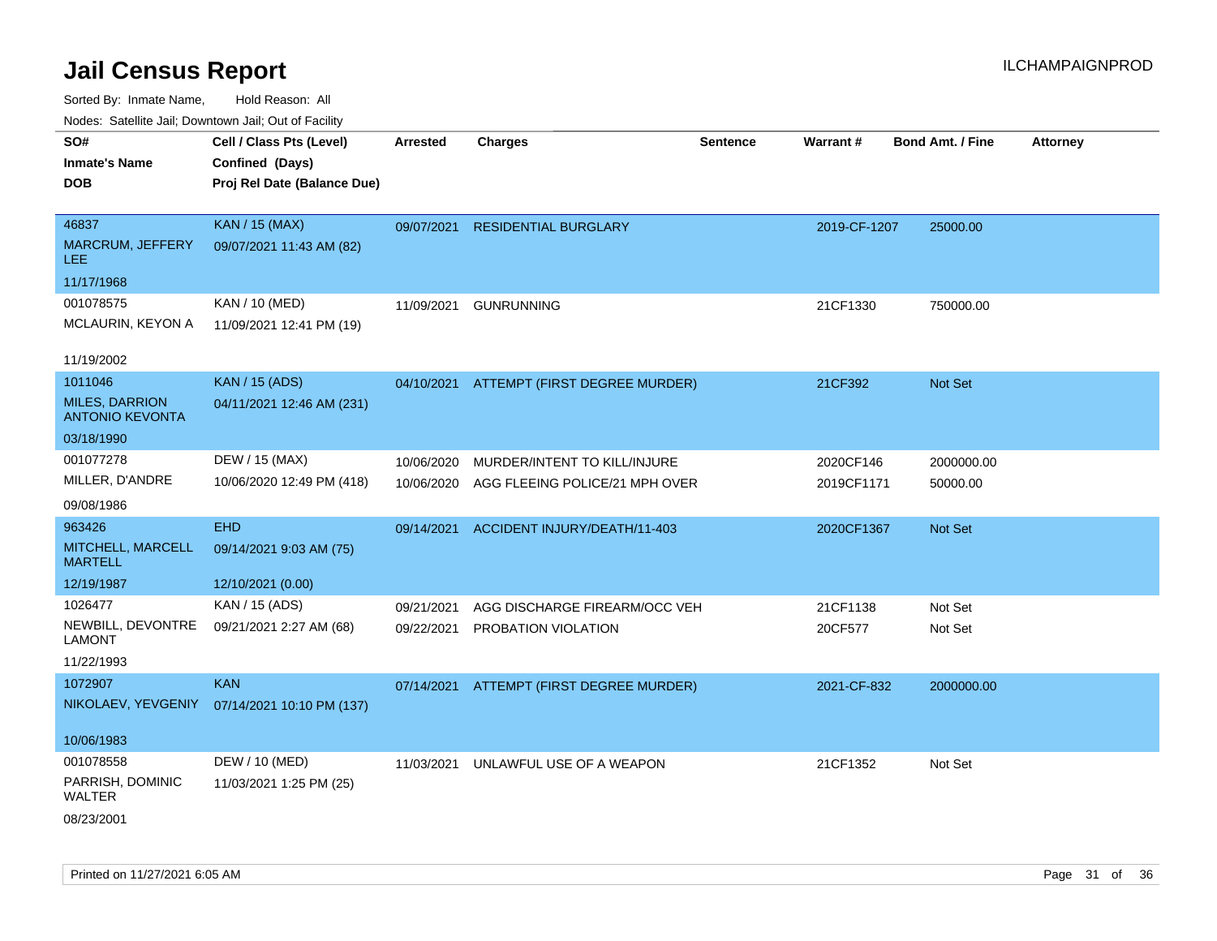# Jail Census Report

ILCHAMPAIGNPROD

Sorted By: Inmate Name, Hold Reason: All

Nodes: Satellite Jail; Downtown Jail; Out of Facility

| SO# / Inmate's Name / DOB | Cell / Class Pts (Level) / Confined (Days) / Proj Rel Date (Balance Due) | Arrested | Charges | Sentence | Warrant # | Bond Amt. / Fine | Attorney |
|---|---|---|---|---|---|---|---|
| 46837<br>MARCRUM, JEFFERY LEE<br>11/17/1968 | KAN / 15 (MAX)<br>09/07/2021 11:43 AM (82) | 09/07/2021 | RESIDENTIAL BURGLARY | | 2019-CF-1207 | 25000.00 | |
| 001078575<br>MCLAURIN, KEYON A<br>11/19/2002 | KAN / 10 (MED)<br>11/09/2021 12:41 PM (19) | 11/09/2021 | GUNRUNNING | | 21CF1330 | 750000.00 | |
| 1011046<br>MILES, DARRION ANTONIO KEVONTA<br>03/18/1990 | KAN / 15 (ADS)<br>04/11/2021 12:46 AM (231) | 04/10/2021 | ATTEMPT (FIRST DEGREE MURDER) | | 21CF392 | Not Set | |
| 001077278<br>MILLER, D'ANDRE<br>09/08/1986 | DEW / 15 (MAX)<br>10/06/2020 12:49 PM (418) | 10/06/2020<br>10/06/2020 | MURDER/INTENT TO KILL/INJURE<br>AGG FLEEING POLICE/21 MPH OVER | | 2020CF146<br>2019CF1171 | 2000000.00<br>50000.00 | |
| 963426<br>MITCHELL, MARCELL MARTELL<br>12/19/1987 | EHD<br>09/14/2021 9:03 AM (75)<br>12/10/2021 (0.00) | 09/14/2021 | ACCIDENT INJURY/DEATH/11-403 | | 2020CF1367 | Not Set | |
| 1026477<br>NEWBILL, DEVONTRE LAMONT<br>11/22/1993 | KAN / 15 (ADS)<br>09/21/2021 2:27 AM (68) | 09/21/2021<br>09/22/2021 | AGG DISCHARGE FIREARM/OCC VEH<br>PROBATION VIOLATION | | 21CF1138<br>20CF577 | Not Set<br>Not Set | |
| 1072907<br>NIKOLAEV, YEVGENIY<br>10/06/1983 | KAN<br>07/14/2021 10:10 PM (137) | 07/14/2021 | ATTEMPT (FIRST DEGREE MURDER) | | 2021-CF-832 | 2000000.00 | |
| 001078558<br>PARRISH, DOMINIC WALTER<br>08/23/2001 | DEW / 10 (MED)<br>11/03/2021 1:25 PM (25) | 11/03/2021 | UNLAWFUL USE OF A WEAPON | | 21CF1352 | Not Set | |

Printed on 11/27/2021 6:05 AM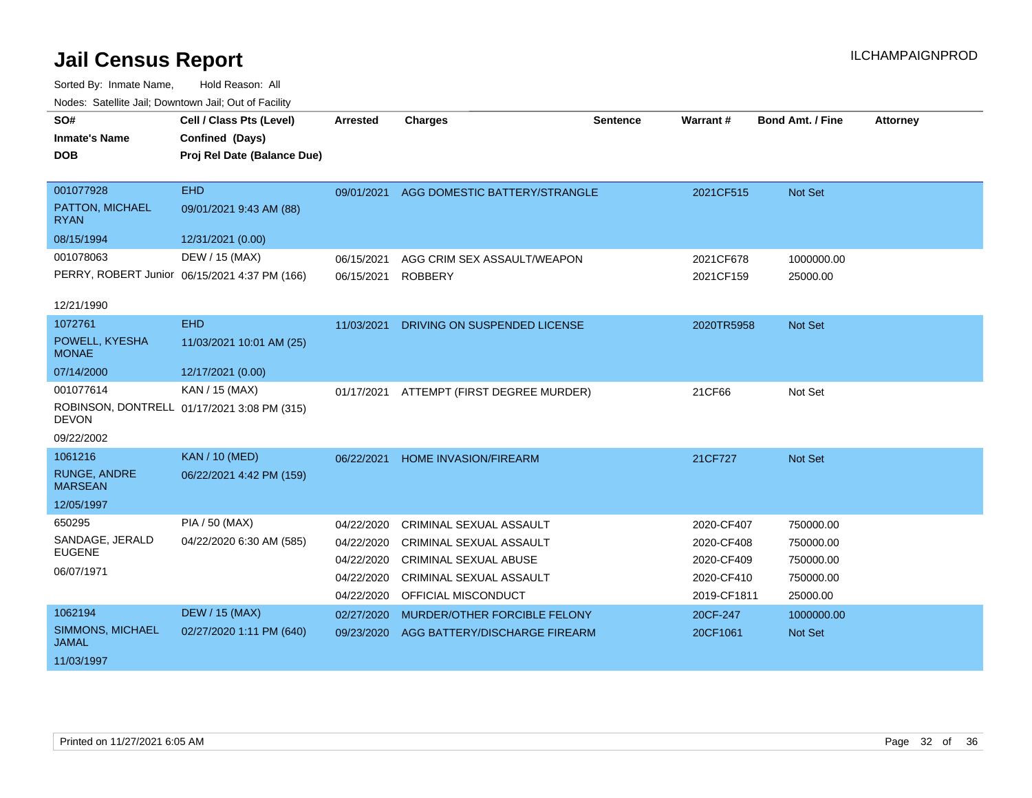# Jail Census Report

ILCHAMPAIGNPROD

Sorted By: Inmate Name, Hold Reason: All

Nodes: Satellite Jail; Downtown Jail; Out of Facility

| SO# / Inmate's Name / DOB | Cell / Class Pts (Level) / Confined (Days) / Proj Rel Date (Balance Due) | Arrested | Charges | Sentence | Warrant # | Bond Amt. / Fine | Attorney |
|---|---|---|---|---|---|---|---|
| 001077928<br>PATTON, MICHAEL RYAN<br>08/15/1994 | EHD<br>09/01/2021 9:43 AM (88)<br>12/31/2021 (0.00) | 09/01/2021 | AGG DOMESTIC BATTERY/STRANGLE | | 2021CF515 | Not Set | |
| 001078063<br>PERRY, ROBERT Junior<br>12/21/1990 | DEW / 15 (MAX)<br>06/15/2021 4:37 PM (166) | 06/15/2021 | AGG CRIM SEX ASSAULT/WEAPON | | 2021CF678 | 1000000.00 | |
| | | 06/15/2021 | ROBBERY | | 2021CF159 | 25000.00 | |
| 1072761<br>POWELL, KYESHA MONAE<br>07/14/2000 | EHD<br>11/03/2021 10:01 AM (25)<br>12/17/2021 (0.00) | 11/03/2021 | DRIVING ON SUSPENDED LICENSE | | 2020TR5958 | Not Set | |
| 001077614<br>ROBINSON, DONTRELL DEVON<br>09/22/2002 | KAN / 15 (MAX)<br>01/17/2021 3:08 PM (315) | 01/17/2021 | ATTEMPT (FIRST DEGREE MURDER) | | 21CF66 | Not Set | |
| 1061216<br>RUNGE, ANDRE MARSEAN<br>12/05/1997 | KAN / 10 (MED)<br>06/22/2021 4:42 PM (159) | 06/22/2021 | HOME INVASION/FIREARM | | 21CF727 | Not Set | |
| 650295<br>SANDAGE, JERALD EUGENE<br>06/07/1971 | PIA / 50 (MAX)<br>04/22/2020 6:30 AM (585) | 04/22/2020 | CRIMINAL SEXUAL ASSAULT | | 2020-CF407 | 750000.00 | |
| | | 04/22/2020 | CRIMINAL SEXUAL ASSAULT | | 2020-CF408 | 750000.00 | |
| | | 04/22/2020 | CRIMINAL SEXUAL ABUSE | | 2020-CF409 | 750000.00 | |
| | | 04/22/2020 | CRIMINAL SEXUAL ASSAULT | | 2020-CF410 | 750000.00 | |
| | | 04/22/2020 | OFFICIAL MISCONDUCT | | 2019-CF1811 | 25000.00 | |
| 1062194<br>SIMMONS, MICHAEL JAMAL<br>11/03/1997 | DEW / 15 (MAX)<br>02/27/2020 1:11 PM (640) | 02/27/2020 | MURDER/OTHER FORCIBLE FELONY | | 20CF-247 | 1000000.00 | |
| | | 09/23/2020 | AGG BATTERY/DISCHARGE FIREARM | | 20CF1061 | Not Set | |

Printed on 11/27/2021 6:05 AM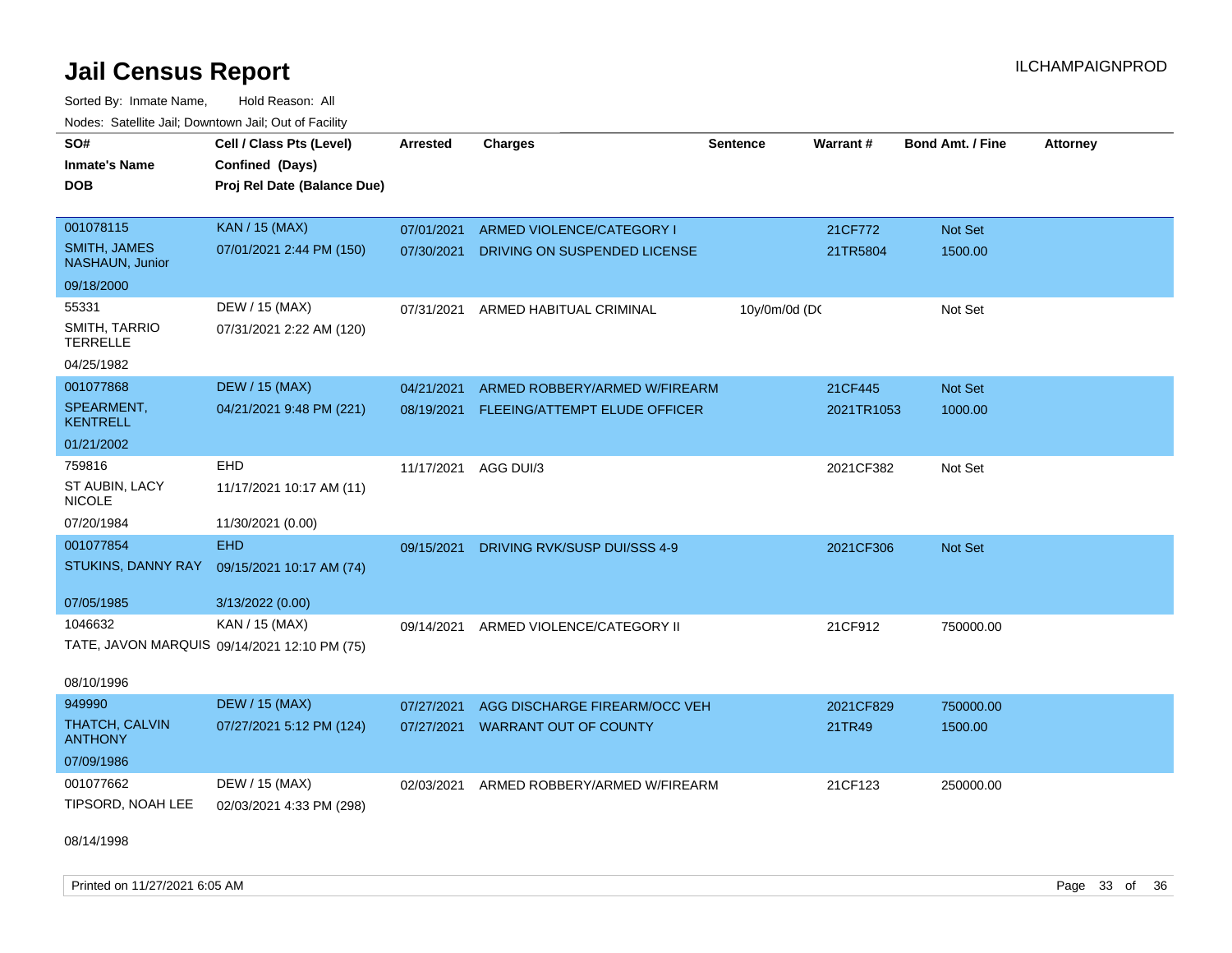# Jail Census Report

ILCHAMPAIGNPROD

Sorted By: Inmate Name, Hold Reason: All

Nodes: Satellite Jail; Downtown Jail; Out of Facility

| SO# / Inmate's Name / DOB | Cell / Class Pts (Level) / Confined (Days) / Proj Rel Date (Balance Due) | Arrested | Charges | Sentence | Warrant # | Bond Amt. / Fine | Attorney |
|---|---|---|---|---|---|---|---|
| 001078115<br>SMITH, JAMES NASHAUN, Junior<br>09/18/2000 | KAN / 15 (MAX)<br>07/01/2021 2:44 PM (150) | 07/01/2021 | ARMED VIOLENCE/CATEGORY I | | 21CF772 | Not Set | |
| | | 07/30/2021 | DRIVING ON SUSPENDED LICENSE | | 21TR5804 | 1500.00 | |
| 55331<br>SMITH, TARRIO TERRELLE<br>04/25/1982 | DEW / 15 (MAX)<br>07/31/2021 2:22 AM (120) | 07/31/2021 | ARMED HABITUAL CRIMINAL | 10y/0m/0d (DO | | Not Set | |
| 001077868<br>SPEARMENT, KENTRELL<br>01/21/2002 | DEW / 15 (MAX)<br>04/21/2021 9:48 PM (221) | 04/21/2021 | ARMED ROBBERY/ARMED W/FIREARM | | 21CF445 | Not Set | |
| | | 08/19/2021 | FLEEING/ATTEMPT ELUDE OFFICER | | 2021TR1053 | 1000.00 | |
| 759816<br>ST AUBIN, LACY NICOLE<br>07/20/1984 | EHD<br>11/17/2021 10:17 AM (11)<br>11/30/2021 (0.00) | 11/17/2021 | AGG DUI/3 | | 2021CF382 | Not Set | |
| 001077854<br>STUKINS, DANNY RAY<br>07/05/1985 | EHD<br>09/15/2021 10:17 AM (74)<br>3/13/2022 (0.00) | 09/15/2021 | DRIVING RVK/SUSP DUI/SSS 4-9 | | 2021CF306 | Not Set | |
| 1046632<br>TATE, JAVON MARQUIS<br>08/10/1996 | KAN / 15 (MAX)<br>09/14/2021 12:10 PM (75) | 09/14/2021 | ARMED VIOLENCE/CATEGORY II | | 21CF912 | 750000.00 | |
| 949990<br>THATCH, CALVIN ANTHONY<br>07/09/1986 | DEW / 15 (MAX)<br>07/27/2021 5:12 PM (124) | 07/27/2021 | AGG DISCHARGE FIREARM/OCC VEH | | 2021CF829 | 750000.00 | |
| | | 07/27/2021 | WARRANT OUT OF COUNTY | | 21TR49 | 1500.00 | |
| 001077662<br>TIPSORD, NOAH LEE<br>08/14/1998 | DEW / 15 (MAX)<br>02/03/2021 4:33 PM (298) | 02/03/2021 | ARMED ROBBERY/ARMED W/FIREARM | | 21CF123 | 250000.00 | |

Printed on 11/27/2021 6:05 AM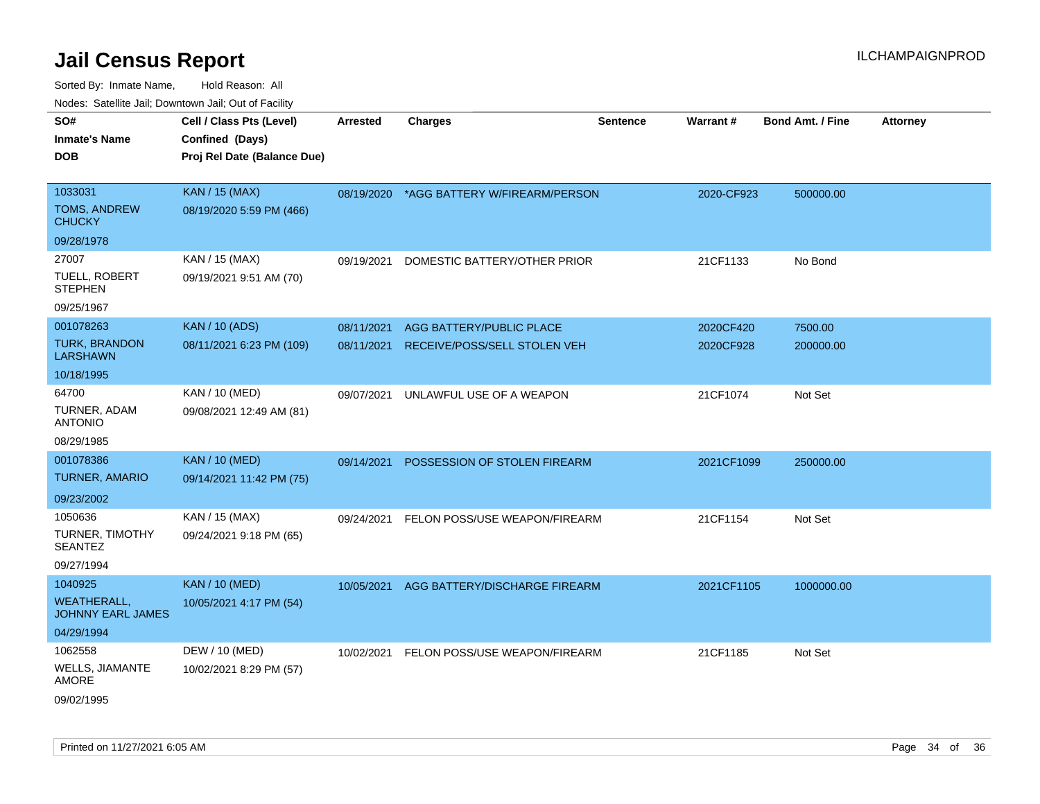# Jail Census Report

ILCHAMPAIGNPROD

Sorted By: Inmate Name, Hold Reason: All

Nodes: Satellite Jail; Downtown Jail; Out of Facility

| SO# / Inmate's Name / DOB | Cell / Class Pts (Level) / Confined (Days) / Proj Rel Date (Balance Due) | Arrested | Charges | Sentence | Warrant # | Bond Amt. / Fine | Attorney |
|---|---|---|---|---|---|---|---|
| 1033031<br>TOMS, ANDREW CHUCKY<br>09/28/1978 | KAN / 15 (MAX)<br>08/19/2020 5:59 PM (466) | 08/19/2020 | *AGG BATTERY W/FIREARM/PERSON | | 2020-CF923 | 500000.00 | |
| 27007<br>TUELL, ROBERT STEPHEN<br>09/25/1967 | KAN / 15 (MAX)<br>09/19/2021 9:51 AM (70) | 09/19/2021 | DOMESTIC BATTERY/OTHER PRIOR | | 21CF1133 | No Bond | |
| 001078263<br>TURK, BRANDON LARSHAWN<br>10/18/1995 | KAN / 10 (ADS)<br>08/11/2021 6:23 PM (109) | 08/11/2021<br>08/11/2021 | AGG BATTERY/PUBLIC PLACE<br>RECEIVE/POSS/SELL STOLEN VEH | | 2020CF420<br>2020CF928 | 7500.00<br>200000.00 | |
| 64700<br>TURNER, ADAM ANTONIO<br>08/29/1985 | KAN / 10 (MED)<br>09/08/2021 12:49 AM (81) | 09/07/2021 | UNLAWFUL USE OF A WEAPON | | 21CF1074 | Not Set | |
| 001078386<br>TURNER, AMARIO<br>09/23/2002 | KAN / 10 (MED)<br>09/14/2021 11:42 PM (75) | 09/14/2021 | POSSESSION OF STOLEN FIREARM | | 2021CF1099 | 250000.00 | |
| 1050636<br>TURNER, TIMOTHY SEANTEZ<br>09/27/1994 | KAN / 15 (MAX)<br>09/24/2021 9:18 PM (65) | 09/24/2021 | FELON POSS/USE WEAPON/FIREARM | | 21CF1154 | Not Set | |
| 1040925<br>WEATHERALL, JOHNNY EARL JAMES<br>04/29/1994 | KAN / 10 (MED)<br>10/05/2021 4:17 PM (54) | 10/05/2021 | AGG BATTERY/DISCHARGE FIREARM | | 2021CF1105 | 1000000.00 | |
| 1062558<br>WELLS, JIAMANTE AMORE<br>09/02/1995 | DEW / 10 (MED)<br>10/02/2021 8:29 PM (57) | 10/02/2021 | FELON POSS/USE WEAPON/FIREARM | | 21CF1185 | Not Set | |

Printed on 11/27/2021 6:05 AM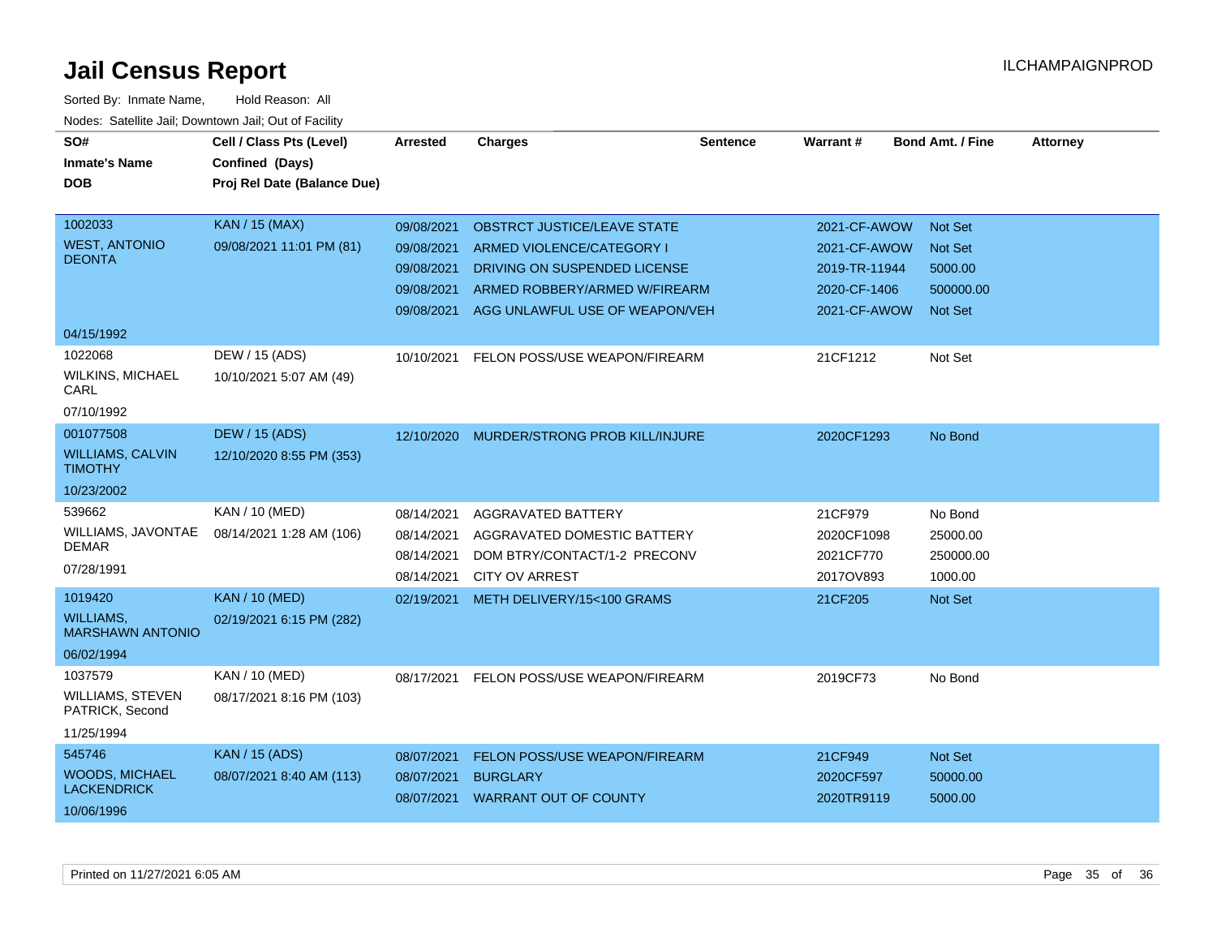# Jail Census Report

ILCHAMPAIGNPROD

Sorted By: Inmate Name, Hold Reason: All

Nodes: Satellite Jail; Downtown Jail; Out of Facility

| SO# / Inmate's Name / DOB | Cell / Class Pts (Level) / Confined (Days) / Proj Rel Date (Balance Due) | Arrested | Charges | Sentence | Warrant # | Bond Amt. / Fine | Attorney |
|---|---|---|---|---|---|---|---|
| 1002033<br>WEST, ANTONIO DEONTA<br>04/15/1992 | KAN / 15 (MAX)<br>09/08/2021 11:01 PM (81) | 09/08/2021 | OBSTRCT JUSTICE/LEAVE STATE | | 2021-CF-AWOW | Not Set | |
| | | 09/08/2021 | ARMED VIOLENCE/CATEGORY I | | 2021-CF-AWOW | Not Set | |
| | | 09/08/2021 | DRIVING ON SUSPENDED LICENSE | | 2019-TR-11944 | 5000.00 | |
| | | 09/08/2021 | ARMED ROBBERY/ARMED W/FIREARM | | 2020-CF-1406 | 500000.00 | |
| | | 09/08/2021 | AGG UNLAWFUL USE OF WEAPON/VEH | | 2021-CF-AWOW | Not Set | |
| 1022068<br>WILKINS, MICHAEL CARL<br>07/10/1992 | DEW / 15 (ADS)<br>10/10/2021 5:07 AM (49) | 10/10/2021 | FELON POSS/USE WEAPON/FIREARM | | 21CF1212 | Not Set | |
| 001077508<br>WILLIAMS, CALVIN TIMOTHY<br>10/23/2002 | DEW / 15 (ADS)<br>12/10/2020 8:55 PM (353) | 12/10/2020 | MURDER/STRONG PROB KILL/INJURE | | 2020CF1293 | No Bond | |
| 539662<br>WILLIAMS, JAVONTAE DEMAR<br>07/28/1991 | KAN / 10 (MED)<br>08/14/2021 1:28 AM (106) | 08/14/2021 | AGGRAVATED BATTERY | | 21CF979 | No Bond | |
| | | 08/14/2021 | AGGRAVATED DOMESTIC BATTERY | | 2020CF1098 | 25000.00 | |
| | | 08/14/2021 | DOM BTRY/CONTACT/1-2 PRECONV | | 2021CF770 | 250000.00 | |
| | | 08/14/2021 | CITY OV ARREST | | 2017OV893 | 1000.00 | |
| 1019420<br>WILLIAMS, MARSHAWN ANTONIO<br>06/02/1994 | KAN / 10 (MED)<br>02/19/2021 6:15 PM (282) | 02/19/2021 | METH DELIVERY/15<100 GRAMS | | 21CF205 | Not Set | |
| 1037579<br>WILLIAMS, STEVEN PATRICK, Second<br>11/25/1994 | KAN / 10 (MED)<br>08/17/2021 8:16 PM (103) | 08/17/2021 | FELON POSS/USE WEAPON/FIREARM | | 2019CF73 | No Bond | |
| 545746<br>WOODS, MICHAEL LACKENDRICK<br>10/06/1996 | KAN / 15 (ADS)<br>08/07/2021 8:40 AM (113) | 08/07/2021 | FELON POSS/USE WEAPON/FIREARM | | 21CF949 | Not Set | |
| | | 08/07/2021 | BURGLARY | | 2020CF597 | 50000.00 | |
| | | 08/07/2021 | WARRANT OUT OF COUNTY | | 2020TR9119 | 5000.00 | |

Printed on 11/27/2021 6:05 AM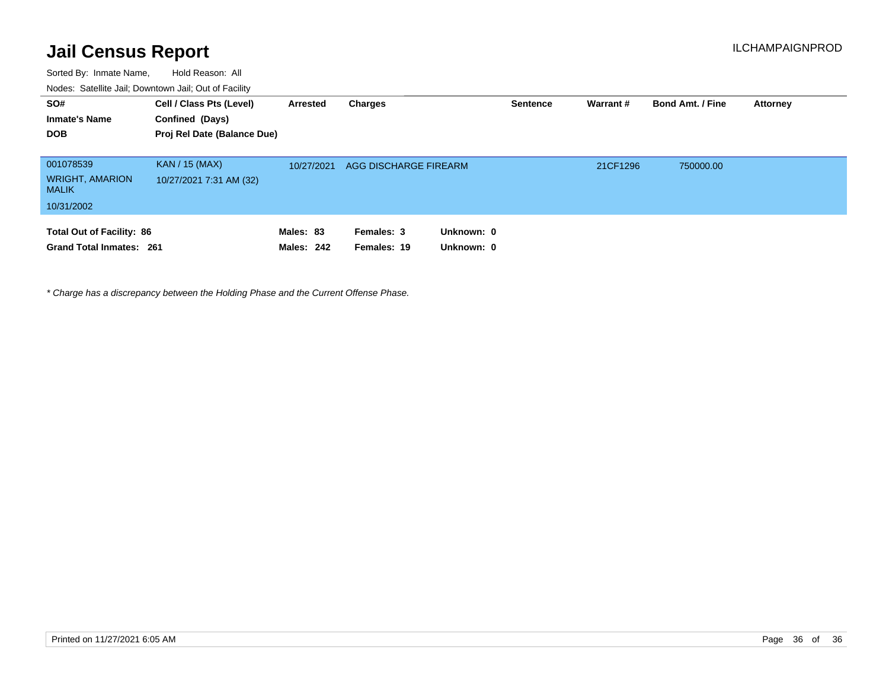# Jail Census Report

ILCHAMPAIGNPROD

Sorted By: Inmate Name, Hold Reason: All

Nodes: Satellite Jail; Downtown Jail; Out of Facility

| SO# / Inmate's Name / DOB | Cell / Class Pts (Level) / Confined (Days) / Proj Rel Date (Balance Due) | Arrested | Charges | Sentence | Warrant # | Bond Amt. / Fine | Attorney |
|---|---|---|---|---|---|---|---|
| 001078539<br>WRIGHT, AMARION MALIK<br>10/31/2002 | KAN / 15 (MAX)<br>10/27/2021 7:31 AM (32) | 10/27/2021 | AGG DISCHARGE FIREARM | | 21CF1296 | 750000.00 | |

| | | | |
|---|---|---|---|
| **Total Out of Facility: 86** | **Males: 83** | **Females: 3** | **Unknown: 0** |
| **Grand Total Inmates: 261** | **Males: 242** | **Females: 19** | **Unknown: 0** |

*\* Charge has a discrepancy between the Holding Phase and the Current Offense Phase.*

Printed on 11/27/2021 6:05 AM